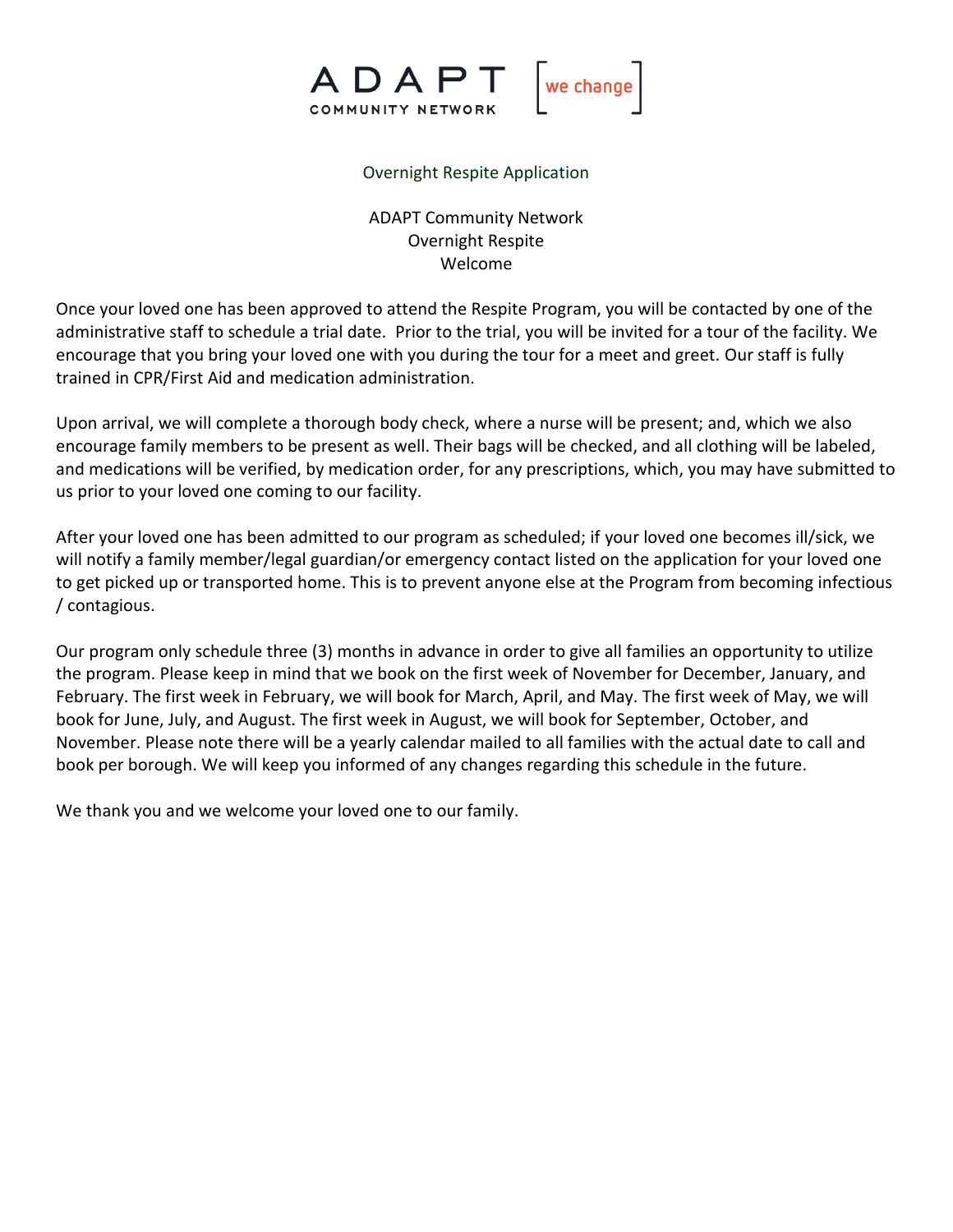ADAPT COMMUNITY NETWORK [we change]

# Overnight Respite Application

ADAPT Community Network
Overnight Respite
Welcome

Once your loved one has been approved to attend the Respite Program, you will be contacted by one of the administrative staff to schedule a trial date. Prior to the trial, you will be invited for a tour of the facility. We encourage that you bring your loved one with you during the tour for a meet and greet. Our staff is fully trained in CPR/First Aid and medication administration.

Upon arrival, we will complete a thorough body check, where a nurse will be present; and, which we also encourage family members to be present as well. Their bags will be checked, and all clothing will be labeled, and medications will be verified, by medication order, for any prescriptions, which, you may have submitted to us prior to your loved one coming to our facility.

After your loved one has been admitted to our program as scheduled; if your loved one becomes ill/sick, we will notify a family member/legal guardian/or emergency contact listed on the application for your loved one to get picked up or transported home. This is to prevent anyone else at the Program from becoming infectious / contagious.

Our program only schedule three (3) months in advance in order to give all families an opportunity to utilize the program. Please keep in mind that we book on the first week of November for December, January, and February. The first week in February, we will book for March, April, and May. The first week of May, we will book for June, July, and August. The first week in August, we will book for September, October, and November. Please note there will be a yearly calendar mailed to all families with the actual date to call and book per borough. We will keep you informed of any changes regarding this schedule in the future.

We thank you and we welcome your loved one to our family.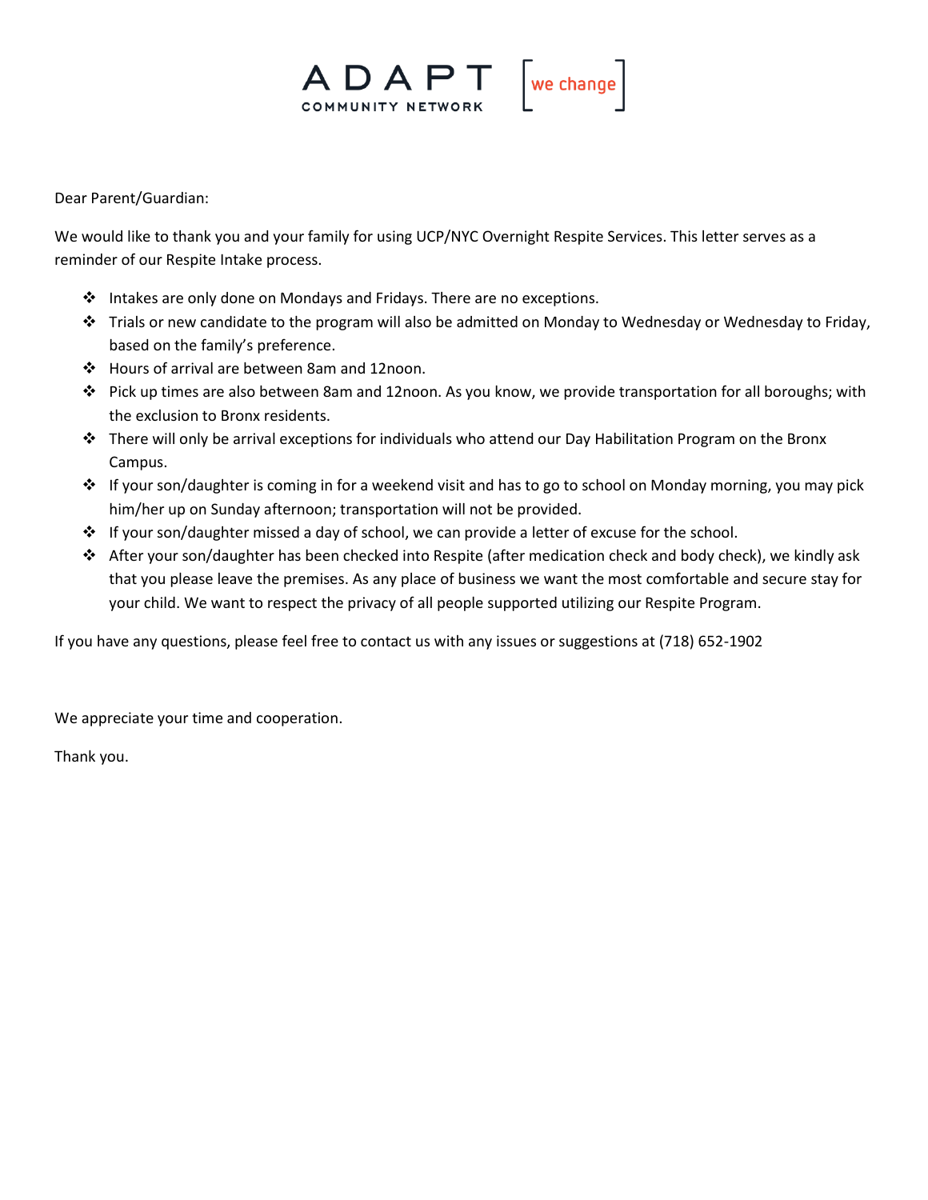ADAPT COMMUNITY NETWORK [we change]

Dear Parent/Guardian:

We would like to thank you and your family for using UCP/NYC Overnight Respite Services. This letter serves as a reminder of our Respite Intake process.

- Intakes are only done on Mondays and Fridays. There are no exceptions.
- Trials or new candidate to the program will also be admitted on Monday to Wednesday or Wednesday to Friday, based on the family's preference.
- Hours of arrival are between 8am and 12noon.
- Pick up times are also between 8am and 12noon. As you know, we provide transportation for all boroughs; with the exclusion to Bronx residents.
- There will only be arrival exceptions for individuals who attend our Day Habilitation Program on the Bronx Campus.
- If your son/daughter is coming in for a weekend visit and has to go to school on Monday morning, you may pick him/her up on Sunday afternoon; transportation will not be provided.
- If your son/daughter missed a day of school, we can provide a letter of excuse for the school.
- After your son/daughter has been checked into Respite (after medication check and body check), we kindly ask that you please leave the premises. As any place of business we want the most comfortable and secure stay for your child. We want to respect the privacy of all people supported utilizing our Respite Program.

If you have any questions, please feel free to contact us with any issues or suggestions at (718) 652-1902

We appreciate your time and cooperation.

Thank you.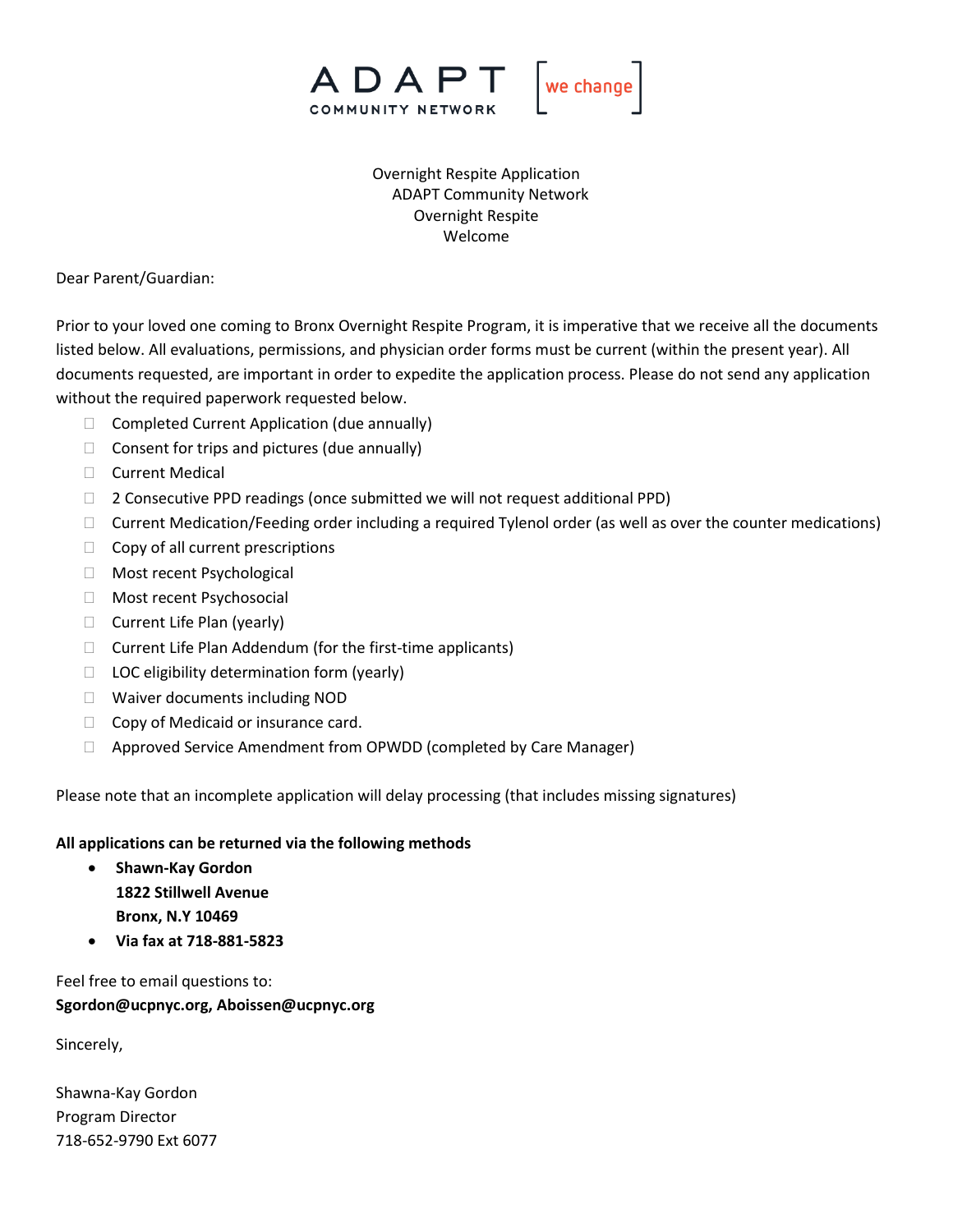ADAPT COMMUNITY NETWORK [we change]

Overnight Respite Application
ADAPT Community Network
Overnight Respite
Welcome

Dear Parent/Guardian:

Prior to your loved one coming to Bronx Overnight Respite Program, it is imperative that we receive all the documents listed below. All evaluations, permissions, and physician order forms must be current (within the present year). All documents requested, are important in order to expedite the application process. Please do not send any application without the required paperwork requested below.

- ☐ Completed Current Application (due annually)
- ☐ Consent for trips and pictures (due annually)
- ☐ Current Medical
- ☐ 2 Consecutive PPD readings (once submitted we will not request additional PPD)
- ☐ Current Medication/Feeding order including a required Tylenol order (as well as over the counter medications)
- ☐ Copy of all current prescriptions
- ☐ Most recent Psychological
- ☐ Most recent Psychosocial
- ☐ Current Life Plan (yearly)
- ☐ Current Life Plan Addendum (for the first-time applicants)
- ☐ LOC eligibility determination form (yearly)
- ☐ Waiver documents including NOD
- ☐ Copy of Medicaid or insurance card.
- ☐ Approved Service Amendment from OPWDD (completed by Care Manager)

Please note that an incomplete application will delay processing (that includes missing signatures)

**All applications can be returned via the following methods**

- **Shawn-Kay Gordon**
  **1822 Stillwell Avenue**
  **Bronx, N.Y 10469**
- **Via fax at 718-881-5823**

Feel free to email questions to:
**Sgordon@ucpnyc.org, Aboissen@ucpnyc.org**

Sincerely,

Shawna-Kay Gordon
Program Director
718-652-9790 Ext 6077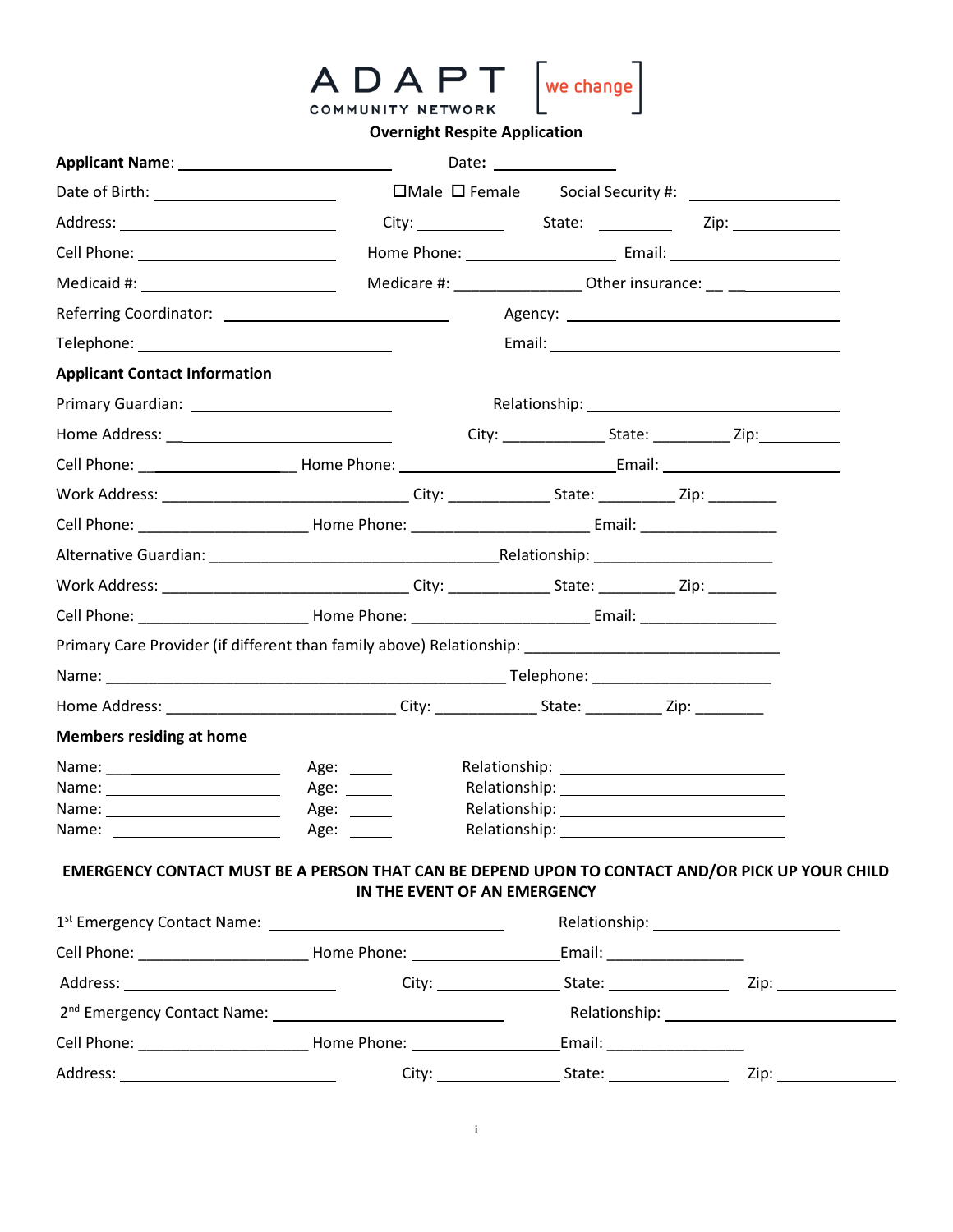ADAPT COMMUNITY NETWORK [we change]

**Overnight Respite Application**

**Applicant Name**: ______________________ Date**:** ______________

Date of Birth: ____________________ ☐Male ☐ Female Social Security #: ________________

Address: ______________________ City: __________ State: ________ Zip: ____________

Cell Phone: ______________________ Home Phone: ________________ Email: __________________

Medicaid #: ______________________ Medicare #: _______________ Other insurance: __ __ ____________

Referring Coordinator: ______________________ Agency: ______________________________

Telephone: ______________________ Email: ______________________________

**Applicant Contact Information**

Primary Guardian: ____________________ Relationship: __________________________

Home Address: _______________________ City: ___________ State: _________ Zip: _________

Cell Phone: __________________ Home Phone: _________________________ Email: ____________________

Work Address: ____________________________ City: ____________ State: _________ Zip: ________

Cell Phone: ____________________ Home Phone: ____________________ Email: ________________

Alternative Guardian: _________________________________ Relationship: _____________________

Work Address: ____________________________ City: ____________ State: _________ Zip: ________

Cell Phone: ____________________ Home Phone: ____________________ Email: ________________

Primary Care Provider (if different than family above) Relationship: ______________________________

Name: ______________________________________________ Telephone: _____________________

Home Address: ___________________________ City: ____________ State: _________ Zip: ________

**Members residing at home**

Name: ____________________ Age: _____ Relationship: _________________________

Name: ____________________ Age: _____ Relationship: _________________________

Name: ____________________ Age: _____ Relationship: _________________________

Name: ____________________ Age: _____ Relationship: _________________________

**EMERGENCY CONTACT MUST BE A PERSON THAT CAN BE DEPEND UPON TO CONTACT AND/OR PICK UP YOUR CHILD IN THE EVENT OF AN EMERGENCY**

1st Emergency Contact Name: __________________________ Relationship: ____________________

Cell Phone: ____________________ Home Phone: _________________ Email: ________________

Address: ______________________ City: ______________ State: ______________ Zip: ______________

2nd Emergency Contact Name: __________________________ Relationship: __________________________

Cell Phone: ____________________ Home Phone: _________________ Email: ________________

Address: ______________________ City: ______________ State: ______________ Zip: ______________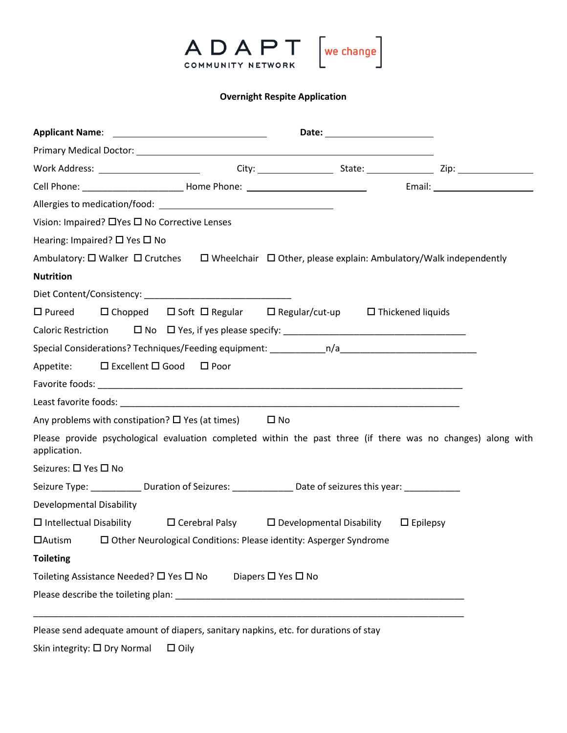ADAPT COMMUNITY NETWORK [we change]

**Overnight Respite Application**

**Applicant Name**: ______________________________ **Date:** ______________________

Primary Medical Doctor: ____________________________________________________________

Work Address: ____________________ City: _______________ State: _____________ Zip: _______________

Cell Phone: ____________________ Home Phone: ________________________ Email: ______________________

Allergies to medication/food: __________________________________

Vision: Impaired? ☐Yes ☐ No Corrective Lenses

Hearing: Impaired? ☐ Yes ☐ No

Ambulatory: ☐ Walker ☐ Crutches ☐ Wheelchair ☐ Other, please explain: Ambulatory/Walk independently

**Nutrition**

Diet Content/Consistency: _____________________________

☐ Pureed ☐ Chopped ☐ Soft ☐ Regular ☐ Regular/cut-up ☐ Thickened liquids

Caloric Restriction ☐ No ☐ Yes, if yes please specify: ____________________________________

Special Considerations? Techniques/Feeding equipment: ___________n/a___________________________

Appetite: ☐ Excellent ☐ Good ☐ Poor

Favorite foods: ________________________________________________________________________

Least favorite foods: ____________________________________________________________________

Any problems with constipation? ☐ Yes (at times) ☐ No

Please provide psychological evaluation completed within the past three (if there was no changes) along with application.

Seizures: ☐ Yes ☐ No

Seizure Type: __________ Duration of Seizures: ____________ Date of seizures this year: ___________

Developmental Disability

☐ Intellectual Disability ☐ Cerebral Palsy ☐ Developmental Disability ☐ Epilepsy

☐Autism ☐ Other Neurological Conditions: Please identity: Asperger Syndrome

**Toileting**

Toileting Assistance Needed? ☐ Yes ☐ No Diapers ☐ Yes ☐ No

Please describe the toileting plan: ____________________________________________________________

_____________________________________________________________________________________

Please send adequate amount of diapers, sanitary napkins, etc. for durations of stay

Skin integrity: ☐ Dry Normal ☐ Oily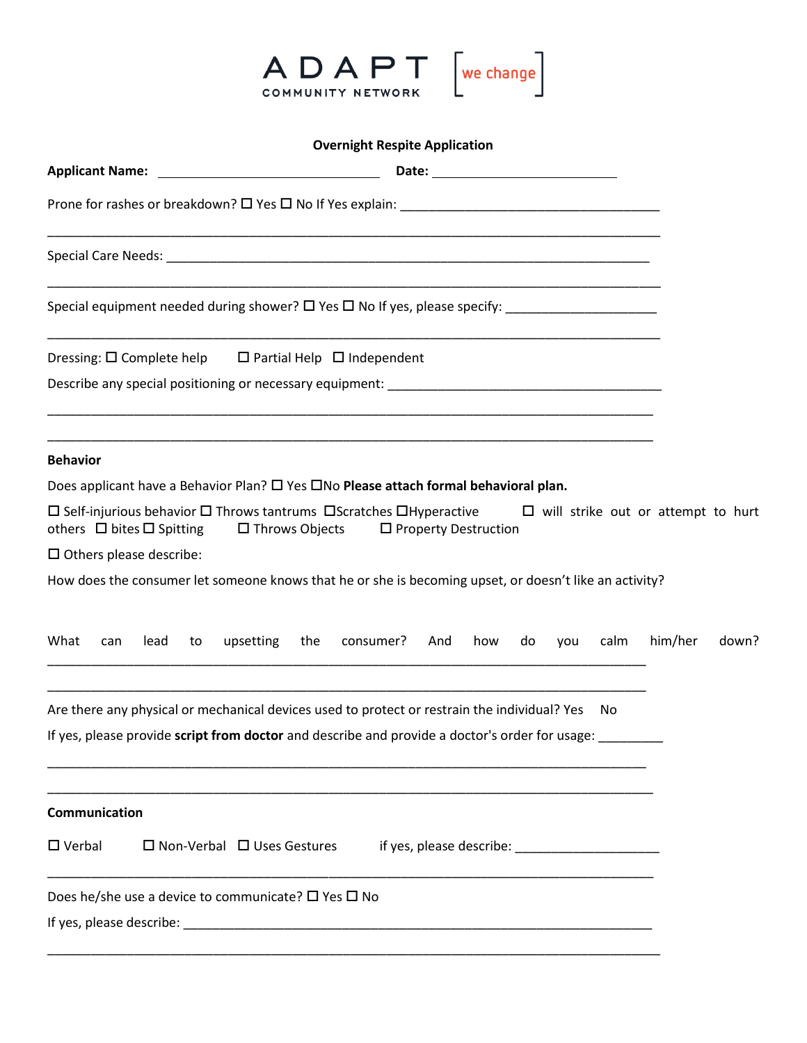ADAPT COMMUNITY NETWORK [we change]

**Overnight Respite Application**

**Applicant Name:** ______________________________ **Date:** _________________________

Prone for rashes or breakdown? ☐ Yes ☐ No If Yes explain: ____________________________________

_____________________________________________________________________________

Special Care Needs: _______________________________________________________________

_____________________________________________________________________________

Special equipment needed during shower? ☐ Yes ☐ No If yes, please specify: ____________________

_____________________________________________________________________________

Dressing: ☐ Complete help ☐ Partial Help ☐ Independent

Describe any special positioning or necessary equipment: _____________________________________

_____________________________________________________________________________

_____________________________________________________________________________

**Behavior**

Does applicant have a Behavior Plan? ☐ Yes ☐No **Please attach formal behavioral plan.**

☐ Self-injurious behavior ☐ Throws tantrums ☐Scratches ☐Hyperactive ☐ will strike out or attempt to hurt others ☐ bites ☐ Spitting ☐ Throws Objects ☐ Property Destruction

☐ Others please describe:

How does the consumer let someone knows that he or she is becoming upset, or doesn't like an activity?

What can lead to upsetting the consumer? And how do you calm him/her down? _____________________________________________________________________________

_____________________________________________________________________________

Are there any physical or mechanical devices used to protect or restrain the individual? Yes No

If yes, please provide **script from doctor** and describe and provide a doctor's order for usage: _________

_____________________________________________________________________________

_____________________________________________________________________________

**Communication**

☐ Verbal ☐ Non-Verbal ☐ Uses Gestures if yes, please describe: ____________________

_____________________________________________________________________________

Does he/she use a device to communicate? ☐ Yes ☐ No

If yes, please describe: _____________________________________________________________

_____________________________________________________________________________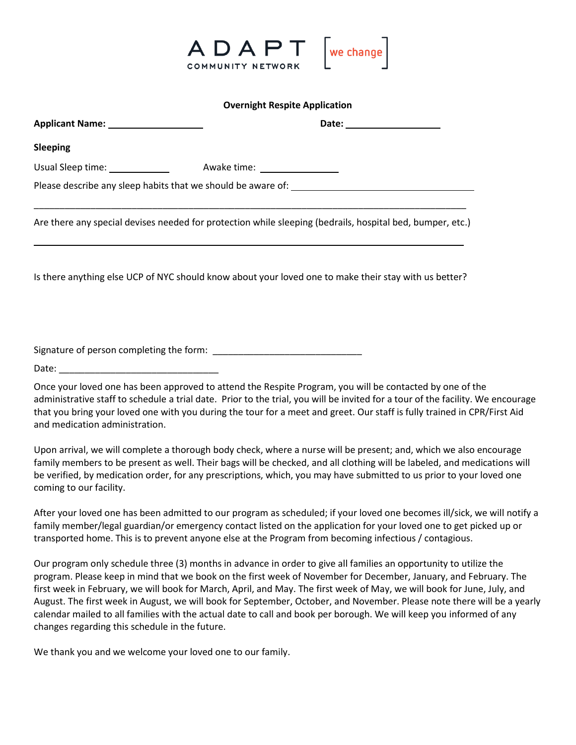ADAPT COMMUNITY NETWORK [we change]

**Overnight Respite Application**

**Applicant Name:** ___________________ **Date:** ___________________

**Sleeping**

Usual Sleep time: ____________ Awake time: _______________

Please describe any sleep habits that we should be aware of: ____________________________________

_________________________________________________________________________________________

Are there any special devises needed for protection while sleeping (bedrails, hospital bed, bumper, etc.)

_________________________________________________________________________________________

Is there anything else UCP of NYC should know about your loved one to make their stay with us better?

Signature of person completing the form: _____________________________

Date: ______________________________

Once your loved one has been approved to attend the Respite Program, you will be contacted by one of the administrative staff to schedule a trial date. Prior to the trial, you will be invited for a tour of the facility. We encourage that you bring your loved one with you during the tour for a meet and greet. Our staff is fully trained in CPR/First Aid and medication administration.

Upon arrival, we will complete a thorough body check, where a nurse will be present; and, which we also encourage family members to be present as well. Their bags will be checked, and all clothing will be labeled, and medications will be verified, by medication order, for any prescriptions, which, you may have submitted to us prior to your loved one coming to our facility.

After your loved one has been admitted to our program as scheduled; if your loved one becomes ill/sick, we will notify a family member/legal guardian/or emergency contact listed on the application for your loved one to get picked up or transported home. This is to prevent anyone else at the Program from becoming infectious / contagious.

Our program only schedule three (3) months in advance in order to give all families an opportunity to utilize the program. Please keep in mind that we book on the first week of November for December, January, and February. The first week in February, we will book for March, April, and May. The first week of May, we will book for June, July, and August. The first week in August, we will book for September, October, and November. Please note there will be a yearly calendar mailed to all families with the actual date to call and book per borough. We will keep you informed of any changes regarding this schedule in the future.

We thank you and we welcome your loved one to our family.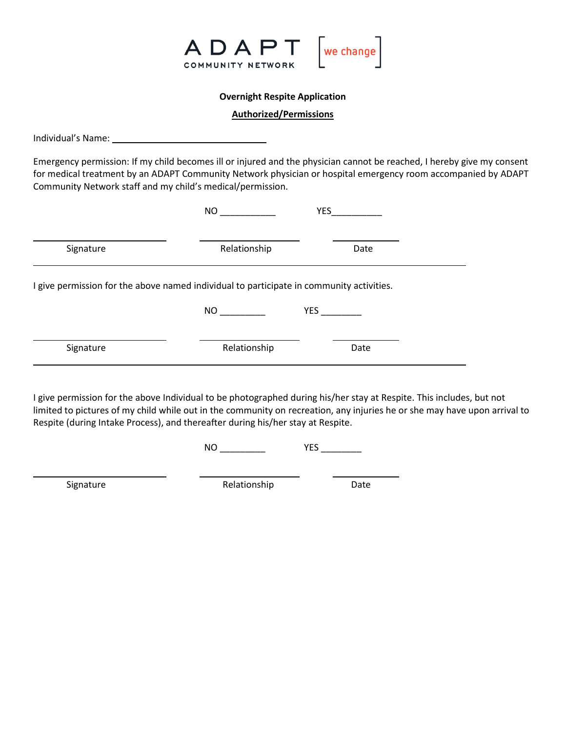ADAPT COMMUNITY NETWORK [we change]

**Overnight Respite Application**

**Authorized/Permissions**

Individual's Name: ______________________________

Emergency permission: If my child becomes ill or injured and the physician cannot be reached, I hereby give my consent for medical treatment by an ADAPT Community Network physician or hospital emergency room accompanied by ADAPT Community Network staff and my child's medical/permission.

NO ___________ YES__________

| ______________________ | ______________________ | ______________ |
|---|---|---|
| Signature | Relationship | Date |

I give permission for the above named individual to participate in community activities.

NO _________ YES ________

| ______________________ | ______________________ | ______________ |
|---|---|---|
| Signature | Relationship | Date |

I give permission for the above Individual to be photographed during his/her stay at Respite. This includes, but not limited to pictures of my child while out in the community on recreation, any injuries he or she may have upon arrival to Respite (during Intake Process), and thereafter during his/her stay at Respite.

NO _________ YES ________

| ______________________ | ______________________ | ______________ |
|---|---|---|
| Signature | Relationship | Date |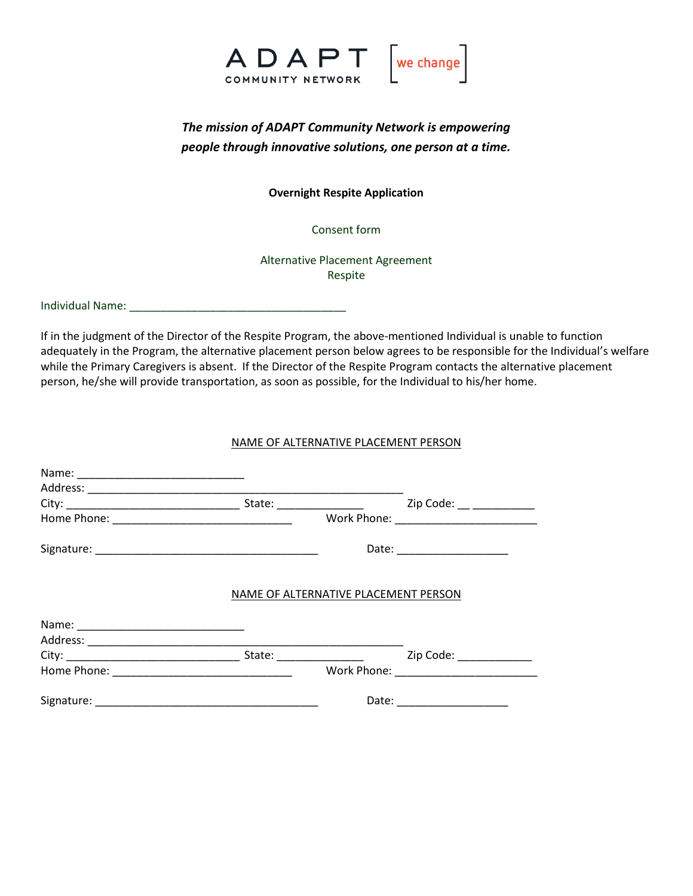ADAPT COMMUNITY NETWORK [we change]

***The mission of ADAPT Community Network is empowering people through innovative solutions, one person at a time.***

**Overnight Respite Application**

Consent form

Alternative Placement Agreement
Respite

Individual Name: ___________________________________

If in the judgment of the Director of the Respite Program, the above-mentioned Individual is unable to function adequately in the Program, the alternative placement person below agrees to be responsible for the Individual's welfare while the Primary Caregivers is absent. If the Director of the Respite Program contacts the alternative placement person, he/she will provide transportation, as soon as possible, for the Individual to his/her home.

NAME OF ALTERNATIVE PLACEMENT PERSON

Name: ___________________________
Address: ____________________________________________________
City: ____________________________ State: ______________ Zip Code: __ __________
Home Phone: _____________________________ Work Phone: _______________________

Signature: ____________________________________ Date: __________________

NAME OF ALTERNATIVE PLACEMENT PERSON

Name: ___________________________
Address: ____________________________________________________
City: ____________________________ State: ______________ Zip Code: ____________
Home Phone: _____________________________ Work Phone: _______________________

Signature: ____________________________________ Date: __________________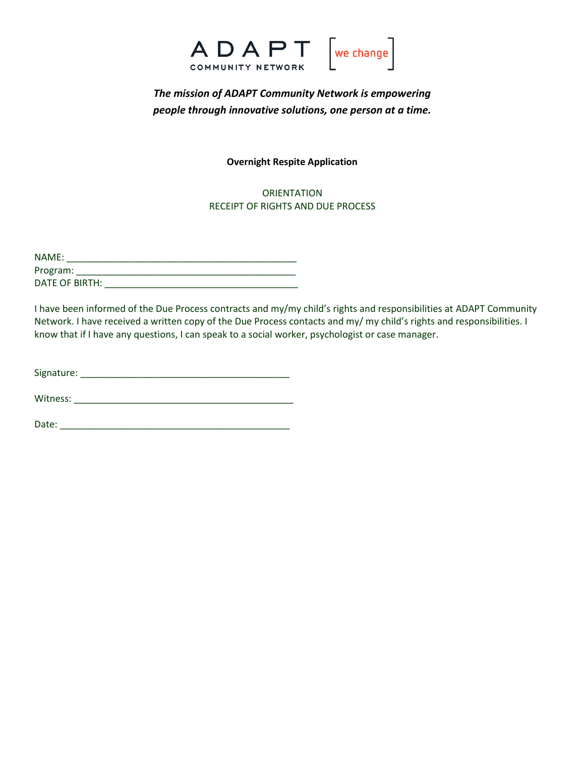ADAPT COMMUNITY NETWORK [we change]

***The mission of ADAPT Community Network is empowering people through innovative solutions, one person at a time.***

**Overnight Respite Application**

ORIENTATION
RECEIPT OF RIGHTS AND DUE PROCESS

NAME: ___________________________________________
Program: __________________________________________
DATE OF BIRTH: ____________________________________

I have been informed of the Due Process contracts and my/my child's rights and responsibilities at ADAPT Community Network. I have received a written copy of the Due Process contacts and my/ my child's rights and responsibilities. I know that if I have any questions, I can speak to a social worker, psychologist or case manager.

Signature: ______________________________________

Witness: ________________________________________

Date: ___________________________________________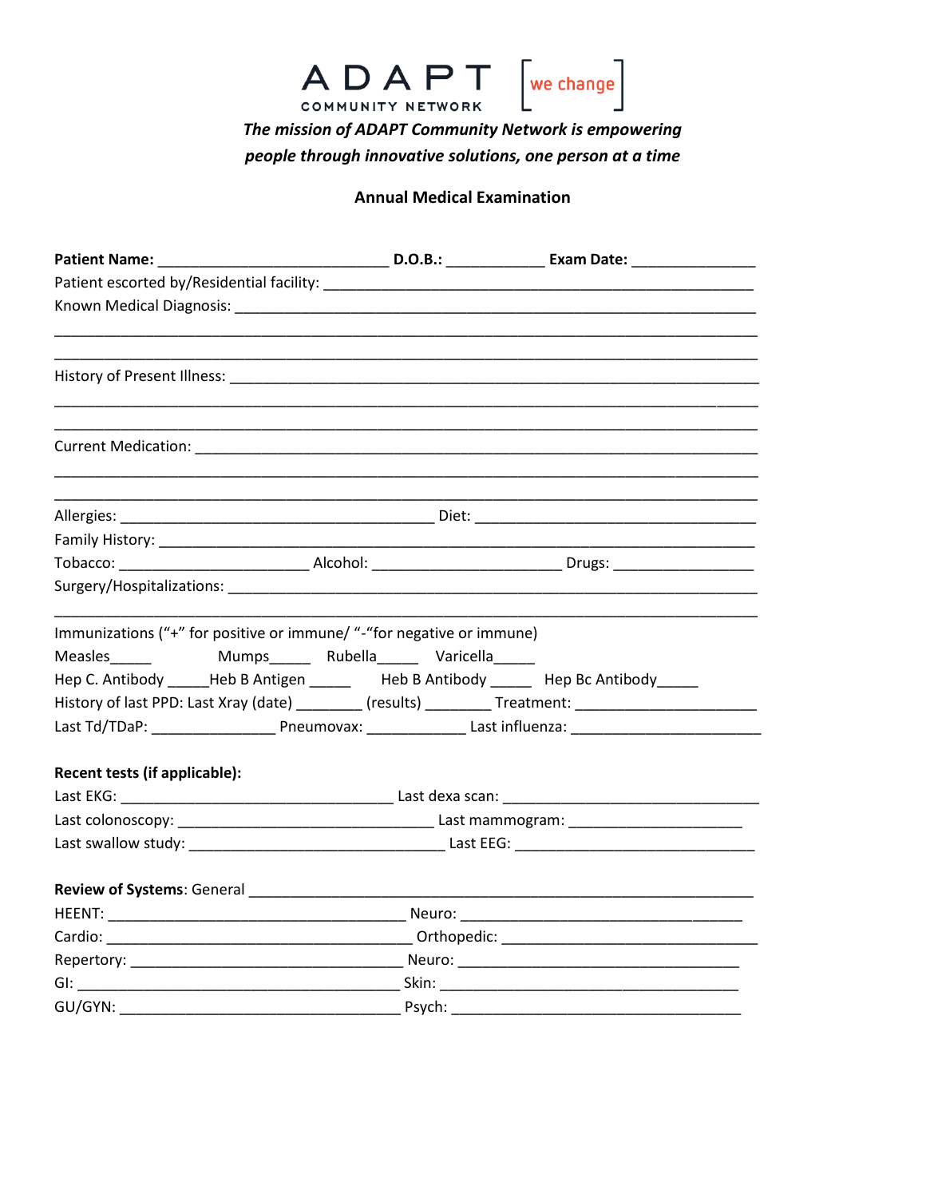ADAPT COMMUNITY NETWORK [we change]

***The mission of ADAPT Community Network is empowering people through innovative solutions, one person at a time***

**Annual Medical Examination**

**Patient Name:** ___________________________ **D.O.B.:** ___________ **Exam Date:** ______________

Patient escorted by/Residential facility: ____________________________________________________

Known Medical Diagnosis: ______________________________________________________________

_____________________________________________________________________________________

_____________________________________________________________________________________

History of Present Illness: ______________________________________________________________

_____________________________________________________________________________________

_____________________________________________________________________________________

Current Medication: __________________________________________________________________

_____________________________________________________________________________________

_____________________________________________________________________________________

Allergies: _____________________________________ Diet: _________________________________

Family History: ______________________________________________________________________

Tobacco: _______________________ Alcohol: ______________________ Drugs: ________________

Surgery/Hospitalizations: ______________________________________________________________

_____________________________________________________________________________________

Immunizations ("+" for positive or immune/ "-"for negative or immune)

Measles_____ Mumps_____ Rubella_____ Varicella_____

Hep C. Antibody _____Heb B Antigen _____ Heb B Antibody _____ Hep Bc Antibody_____

History of last PPD: Last Xray (date) ________ (results) ________ Treatment: _____________________

Last Td/TDaP: _______________ Pneumovax: ____________ Last influenza: _______________________

**Recent tests (if applicable):**

Last EKG: _________________________________ Last dexa scan: ______________________________

Last colonoscopy: ______________________________ Last mammogram: _____________________

Last swallow study: ______________________________ Last EEG: _____________________________

**Review of Systems**: General __________________________________________________________

HEENT: ____________________________________ Neuro: _________________________________

Cardio: ____________________________________ Orthopedic: ______________________________

Repertory: _________________________________ Neuro: ___________________________________

GI: ________________________________________ Skin: ____________________________________

GU/GYN: __________________________________ Psych: ___________________________________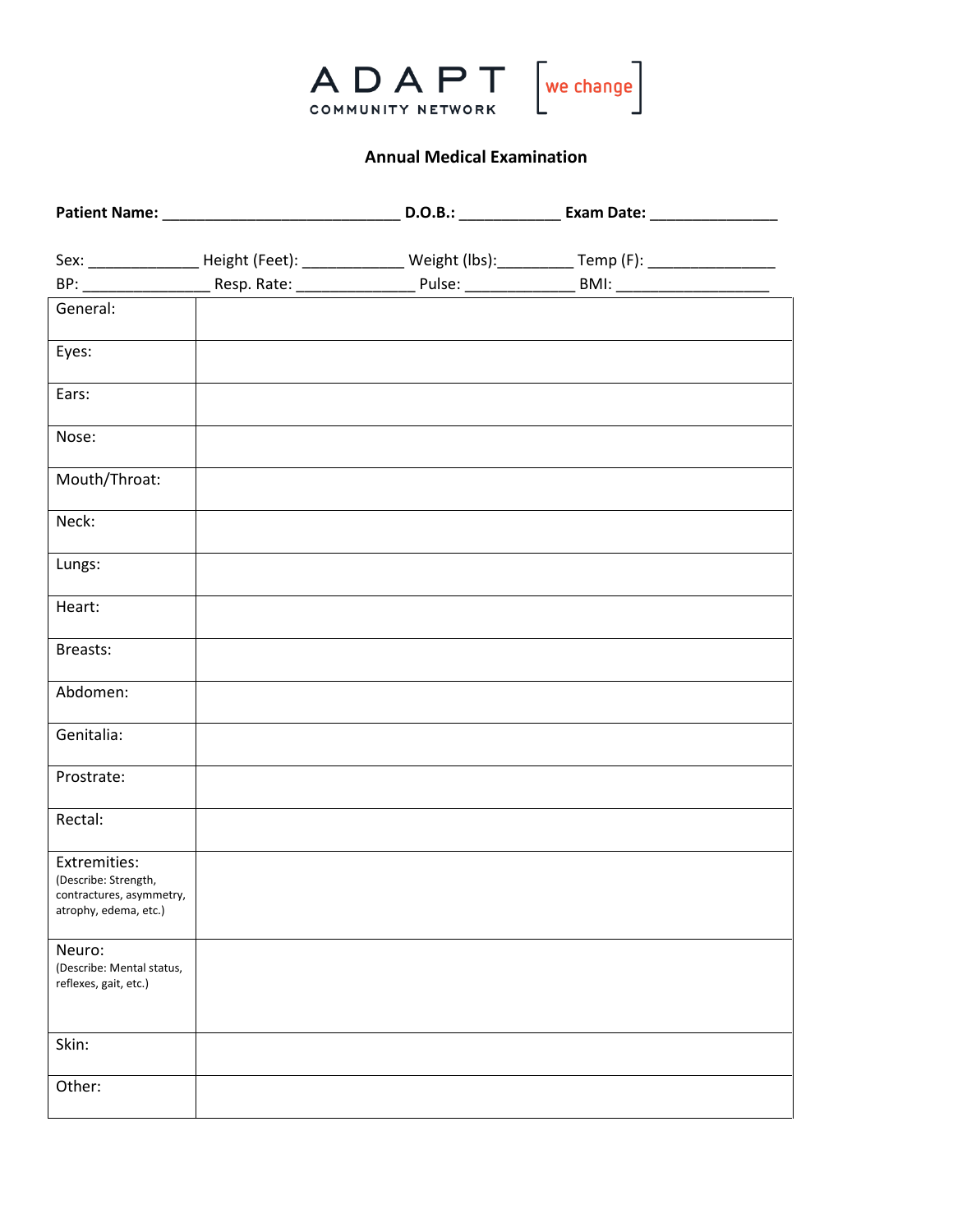ADAPT COMMUNITY NETWORK [we change]

## Annual Medical Examination

**Patient Name:** ____________________________ **D.O.B.:** ____________ **Exam Date:** _______________

Sex: _____________ Height (Feet): ____________ Weight (lbs):_________ Temp (F): _______________

BP: _______________ Resp. Rate: ______________ Pulse: _____________ BMI: __________________

| | |
|---|---|
| General: | |
| Eyes: | |
| Ears: | |
| Nose: | |
| Mouth/Throat: | |
| Neck: | |
| Lungs: | |
| Heart: | |
| Breasts: | |
| Abdomen: | |
| Genitalia: | |
| Prostrate: | |
| Rectal: | |
| Extremities: (Describe: Strength, contractures, asymmetry, atrophy, edema, etc.) | |
| Neuro: (Describe: Mental status, reflexes, gait, etc.) | |
| Skin: | |
| Other: | |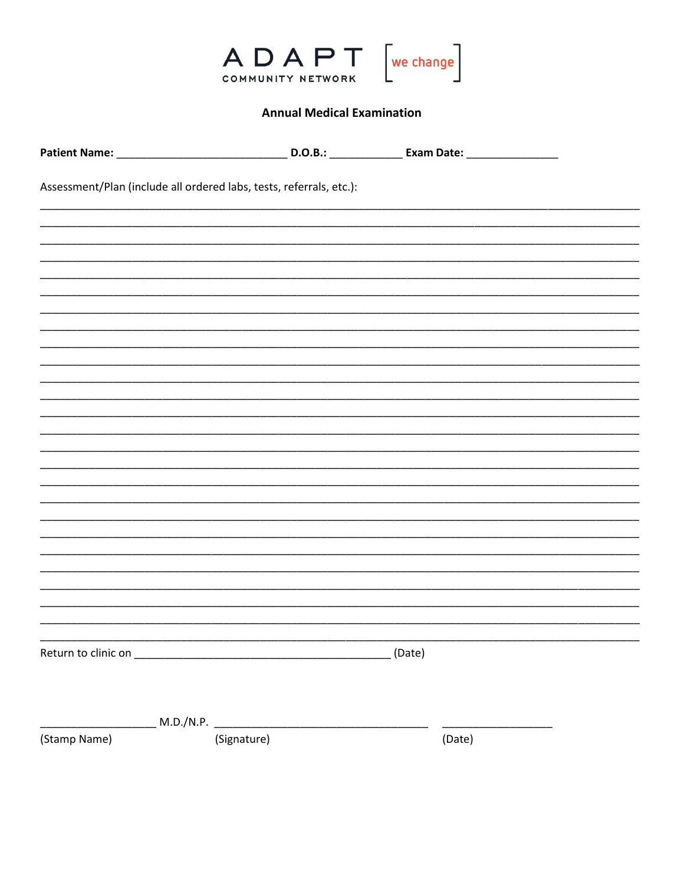ADAPT COMMUNITY NETWORK [we change]

## Annual Medical Examination

**Patient Name:** ____________________________ **D.O.B.:** ____________ **Exam Date:** _______________

Assessment/Plan (include all ordered labs, tests, referrals, etc.):

____________________________________________________________________________________________________

____________________________________________________________________________________________________

____________________________________________________________________________________________________

____________________________________________________________________________________________________

____________________________________________________________________________________________________

____________________________________________________________________________________________________

____________________________________________________________________________________________________

____________________________________________________________________________________________________

____________________________________________________________________________________________________

____________________________________________________________________________________________________

____________________________________________________________________________________________________

____________________________________________________________________________________________________

____________________________________________________________________________________________________

____________________________________________________________________________________________________

____________________________________________________________________________________________________

____________________________________________________________________________________________________

____________________________________________________________________________________________________

____________________________________________________________________________________________________

____________________________________________________________________________________________________

____________________________________________________________________________________________________

____________________________________________________________________________________________________

____________________________________________________________________________________________________

____________________________________________________________________________________________________

____________________________________________________________________________________________________

____________________________________________________________________________________________________

____________________________________________________________________________________________________

Return to clinic on ___________________________________________ (Date)

___________________ M.D./N.P. ___________________________________ __________________

(Stamp Name) (Signature) (Date)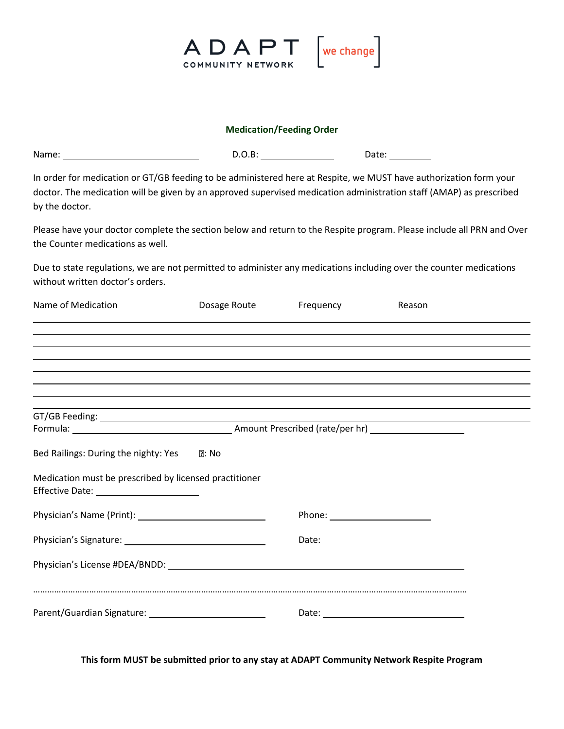ADAPT COMMUNITY NETWORK [we change]

### Medication/Feeding Order

Name: ____________________________ D.O.B: ______________ Date: ________

In order for medication or GT/GB feeding to be administered here at Respite, we MUST have authorization form your doctor. The medication will be given by an approved supervised medication administration staff (AMAP) as prescribed by the doctor.

Please have your doctor complete the section below and return to the Respite program. Please include all PRN and Over the Counter medications as well.

Due to state regulations, we are not permitted to administer any medications including over the counter medications without written doctor's orders.

| Name of Medication | Dosage Route | Frequency | Reason |
|---|---|---|---|
| | | | |
| | | | |
| | | | |
| | | | |
| | | | |
| | | | |
| | | | |

GT/GB Feeding: ______________________________________________

Formula: ________________________________ Amount Prescribed (rate/per hr) ____________________

Bed Railings: During the nighty: Yes ☐: No

Medication must be prescribed by licensed practitioner
Effective Date: ____________________

Physician's Name (Print): __________________________ Phone: ____________________

Physician's Signature: __________________________ Date:

Physician's License #DEA/BNDD: ______________________________________________

………………………………………………………………………………………………………………………………………………

Parent/Guardian Signature: ______________________ Date: ____________________________

**This form MUST be submitted prior to any stay at ADAPT Community Network Respite Program**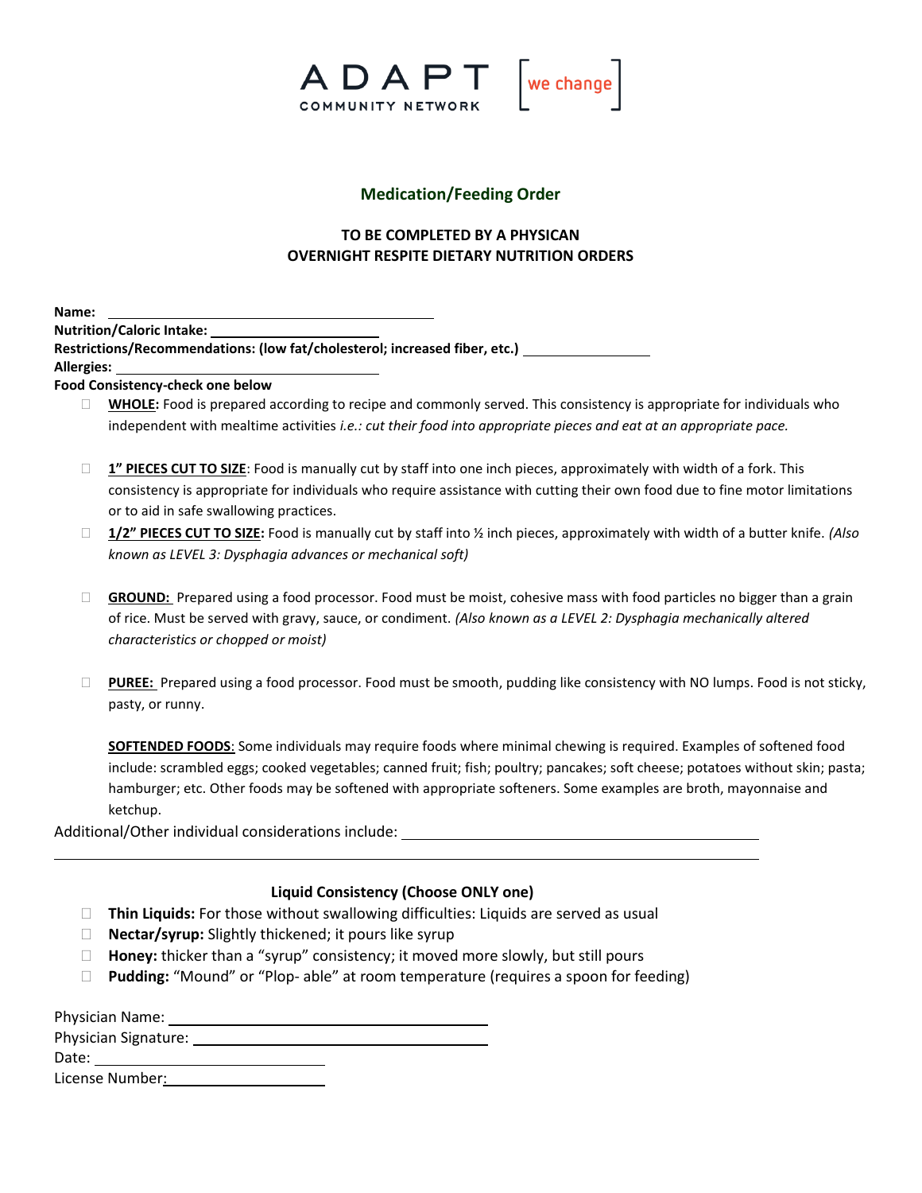ADAPT COMMUNITY NETWORK [we change]

## Medication/Feeding Order

**TO BE COMPLETED BY A PHYSICAN**
**OVERNIGHT RESPITE DIETARY NUTRITION ORDERS**

**Name:** ______________________________

**Nutrition/Caloric Intake:** ____________________

**Restrictions/Recommendations: (low fat/cholesterol; increased fiber, etc.)** ______________

**Allergies:** ____________________

**Food Consistency-check one below**

- ☐ **WHOLE:** Food is prepared according to recipe and commonly served. This consistency is appropriate for individuals who independent with mealtime activities *i.e.: cut their food into appropriate pieces and eat at an appropriate pace.*
- ☐ **1" PIECES CUT TO SIZE**: Food is manually cut by staff into one inch pieces, approximately with width of a fork. This consistency is appropriate for individuals who require assistance with cutting their own food due to fine motor limitations or to aid in safe swallowing practices.
- ☐ **1/2" PIECES CUT TO SIZE:** Food is manually cut by staff into ½ inch pieces, approximately with width of a butter knife. *(Also known as LEVEL 3: Dysphagia advances or mechanical soft)*
- ☐ **GROUND:** Prepared using a food processor. Food must be moist, cohesive mass with food particles no bigger than a grain of rice. Must be served with gravy, sauce, or condiment. *(Also known as a LEVEL 2: Dysphagia mechanically altered characteristics or chopped or moist)*
- ☐ **PUREE:** Prepared using a food processor. Food must be smooth, pudding like consistency with NO lumps. Food is not sticky, pasty, or runny.

**SOFTENED FOODS**: Some individuals may require foods where minimal chewing is required. Examples of softened food include: scrambled eggs; cooked vegetables; canned fruit; fish; poultry; pancakes; soft cheese; potatoes without skin; pasta; hamburger; etc. Other foods may be softened with appropriate softeners. Some examples are broth, mayonnaise and ketchup.

Additional/Other individual considerations include: ______________________________

______________________________________________________________

### Liquid Consistency (Choose ONLY one)

- ☐ **Thin Liquids:** For those without swallowing difficulties: Liquids are served as usual
- ☐ **Nectar/syrup:** Slightly thickened; it pours like syrup
- ☐ **Honey:** thicker than a "syrup" consistency; it moved more slowly, but still pours
- ☐ **Pudding:** "Mound" or "Plop- able" at room temperature (requires a spoon for feeding)

Physician Name: ______________________________

Physician Signature: ______________________________

Date: ____________________

License Number: ____________________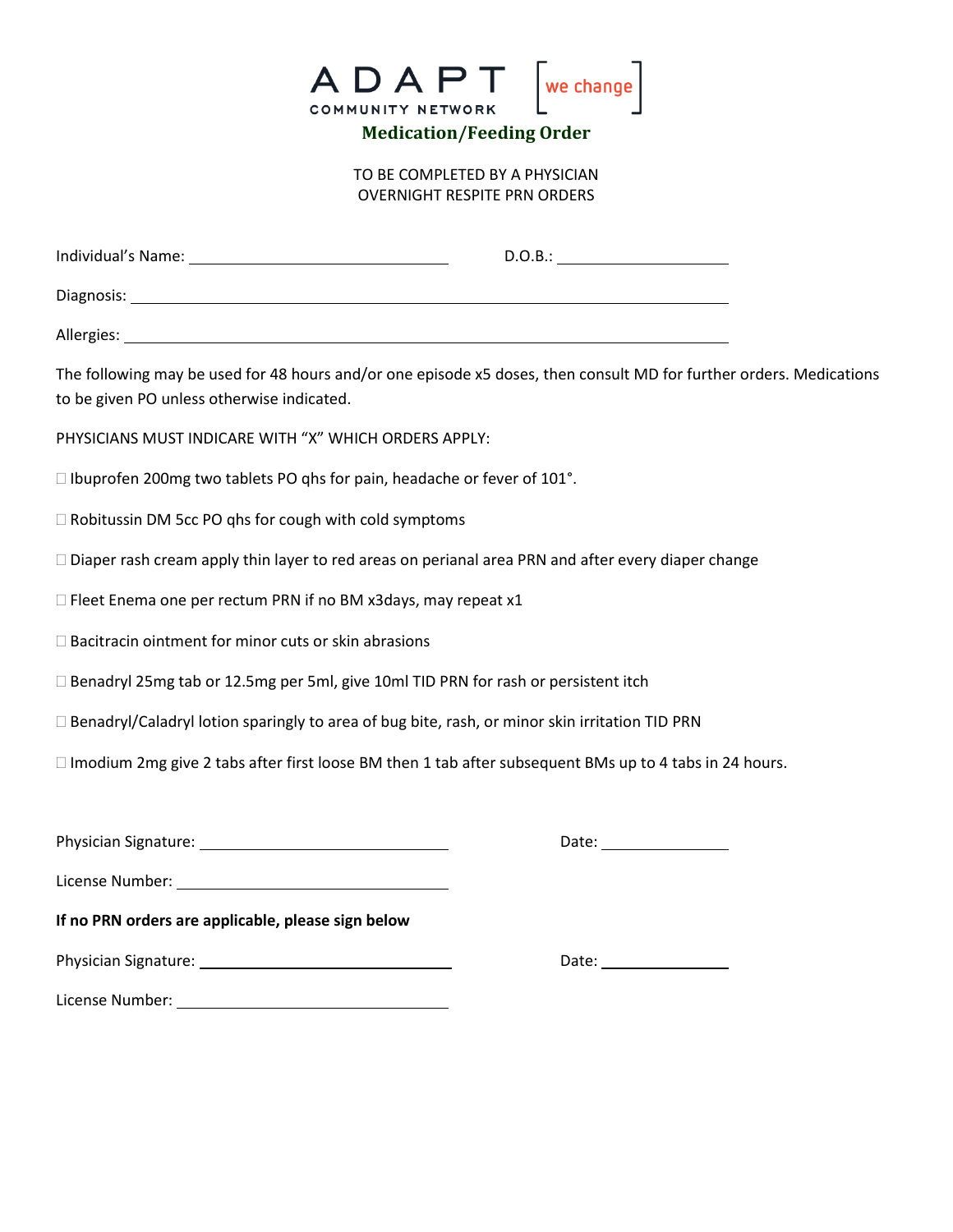ADAPT COMMUNITY NETWORK [we change]

## Medication/Feeding Order

TO BE COMPLETED BY A PHYSICIAN
OVERNIGHT RESPITE PRN ORDERS

Individual's Name: ______________________________ D.O.B.: ____________________

Diagnosis: ______________________________________________________________

Allergies: _______________________________________________________________

The following may be used for 48 hours and/or one episode x5 doses, then consult MD for further orders. Medications to be given PO unless otherwise indicated.

PHYSICIANS MUST INDICARE WITH "X" WHICH ORDERS APPLY:

☐ Ibuprofen 200mg two tablets PO qhs for pain, headache or fever of 101°.

☐ Robitussin DM 5cc PO qhs for cough with cold symptoms

☐ Diaper rash cream apply thin layer to red areas on perianal area PRN and after every diaper change

☐ Fleet Enema one per rectum PRN if no BM x3days, may repeat x1

☐ Bacitracin ointment for minor cuts or skin abrasions

☐ Benadryl 25mg tab or 12.5mg per 5ml, give 10ml TID PRN for rash or persistent itch

☐ Benadryl/Caladryl lotion sparingly to area of bug bite, rash, or minor skin irritation TID PRN

☐ Imodium 2mg give 2 tabs after first loose BM then 1 tab after subsequent BMs up to 4 tabs in 24 hours.

Physician Signature: ______________________________ Date: ______________

License Number: ______________________________

**If no PRN orders are applicable, please sign below**

Physician Signature: ______________________________ Date: ______________

License Number: ______________________________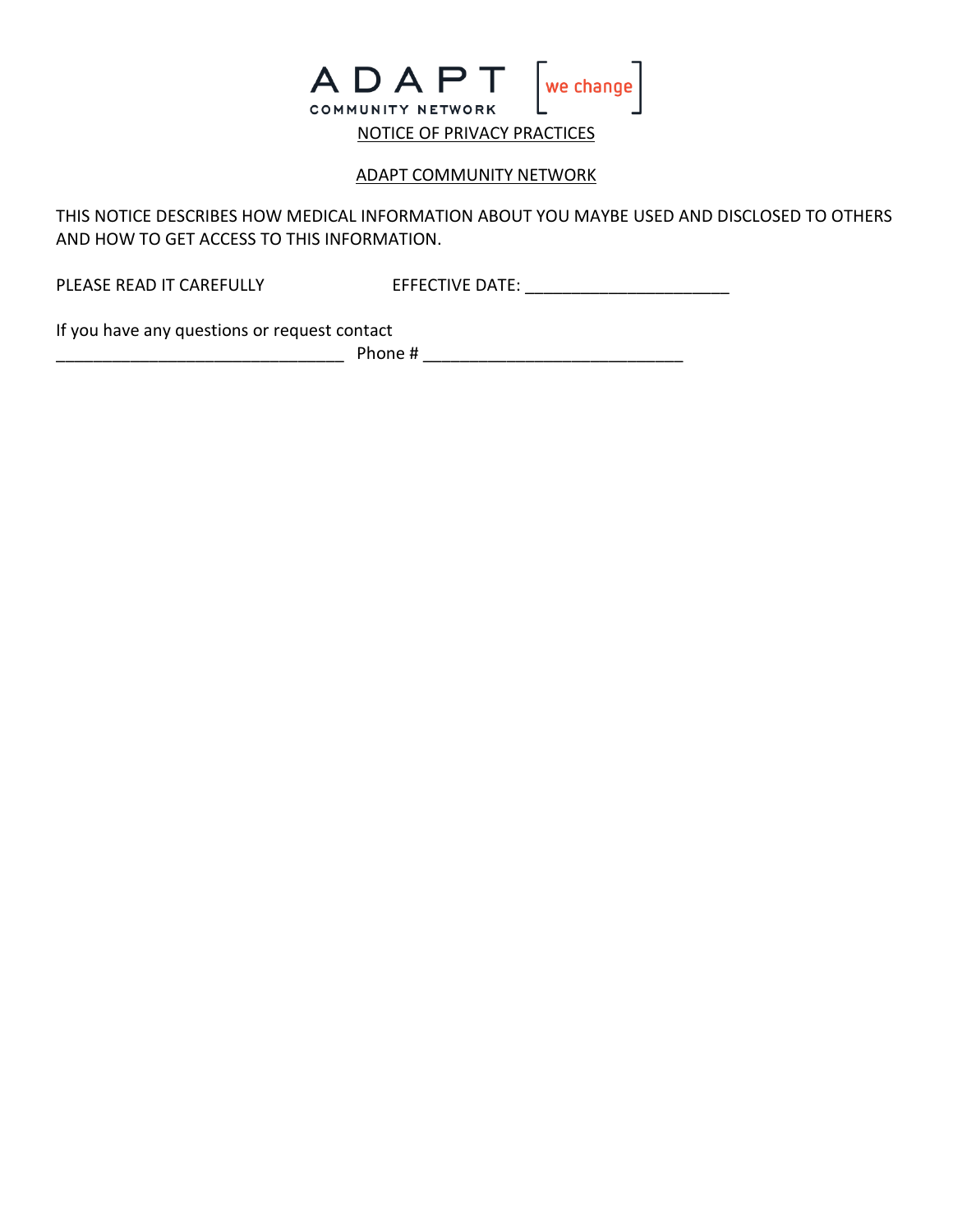ADAPT COMMUNITY NETWORK [we change]

NOTICE OF PRIVACY PRACTICES

ADAPT COMMUNITY NETWORK

THIS NOTICE DESCRIBES HOW MEDICAL INFORMATION ABOUT YOU MAYBE USED AND DISCLOSED TO OTHERS AND HOW TO GET ACCESS TO THIS INFORMATION.

PLEASE READ IT CAREFULLY EFFECTIVE DATE: ______________________

If you have any questions or request contact
_______________________________ Phone # ____________________________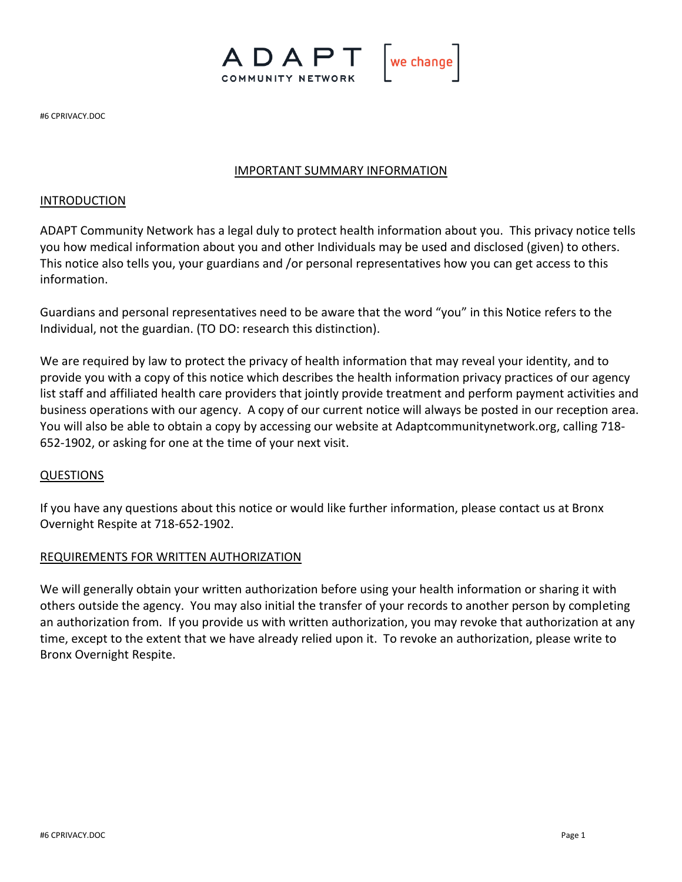#6 CPRIVACY.DOC

## IMPORTANT SUMMARY INFORMATION

### INTRODUCTION

ADAPT Community Network has a legal duly to protect health information about you. This privacy notice tells you how medical information about you and other Individuals may be used and disclosed (given) to others. This notice also tells you, your guardians and /or personal representatives how you can get access to this information.

Guardians and personal representatives need to be aware that the word "you" in this Notice refers to the Individual, not the guardian. (TO DO: research this distinction).

We are required by law to protect the privacy of health information that may reveal your identity, and to provide you with a copy of this notice which describes the health information privacy practices of our agency list staff and affiliated health care providers that jointly provide treatment and perform payment activities and business operations with our agency. A copy of our current notice will always be posted in our reception area. You will also be able to obtain a copy by accessing our website at Adaptcommunitynetwork.org, calling 718-652-1902, or asking for one at the time of your next visit.

### QUESTIONS

If you have any questions about this notice or would like further information, please contact us at Bronx Overnight Respite at 718-652-1902.

### REQUIREMENTS FOR WRITTEN AUTHORIZATION

We will generally obtain your written authorization before using your health information or sharing it with others outside the agency. You may also initial the transfer of your records to another person by completing an authorization from. If you provide us with written authorization, you may revoke that authorization at any time, except to the extent that we have already relied upon it. To revoke an authorization, please write to Bronx Overnight Respite.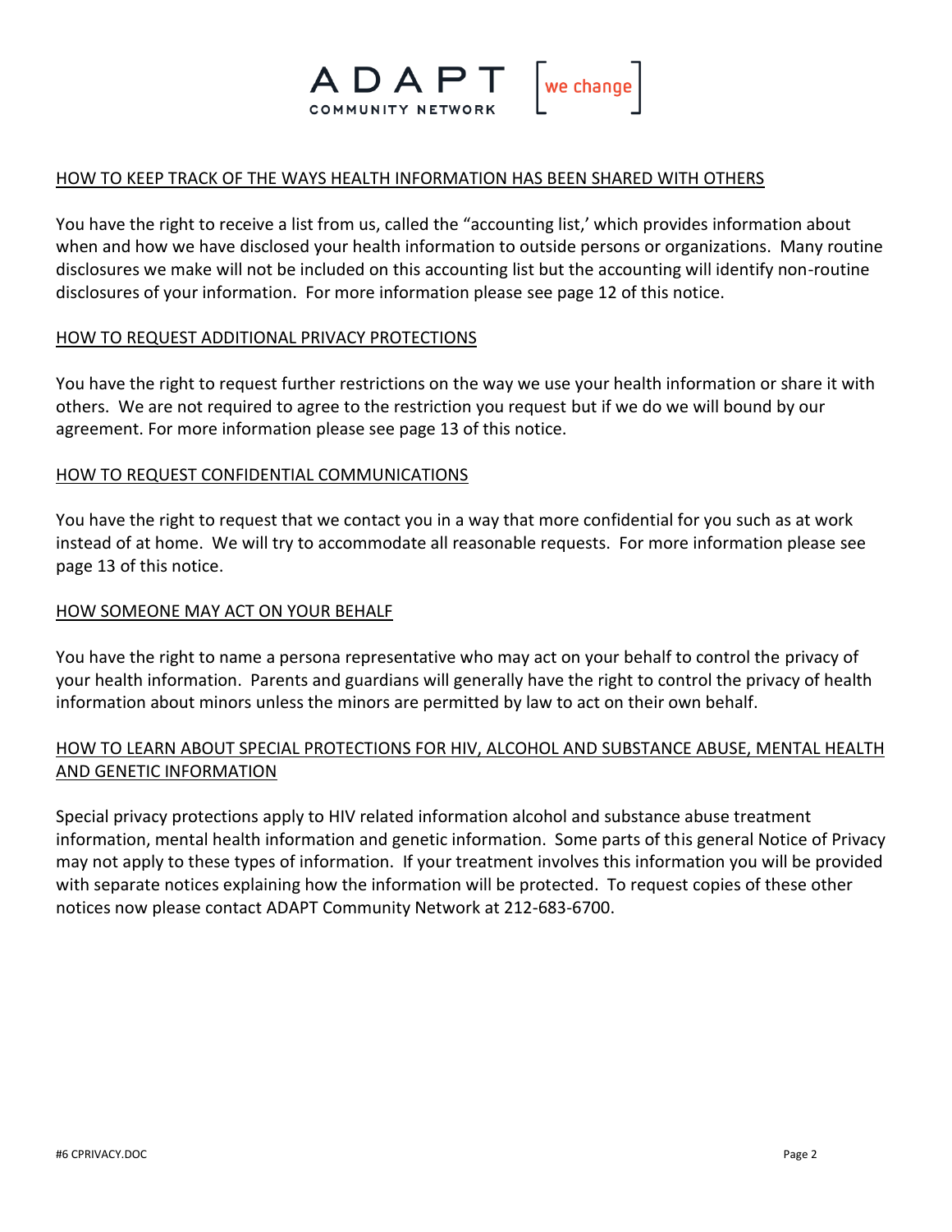## HOW TO KEEP TRACK OF THE WAYS HEALTH INFORMATION HAS BEEN SHARED WITH OTHERS

You have the right to receive a list from us, called the "accounting list,' which provides information about when and how we have disclosed your health information to outside persons or organizations. Many routine disclosures we make will not be included on this accounting list but the accounting will identify non-routine disclosures of your information. For more information please see page 12 of this notice.

## HOW TO REQUEST ADDITIONAL PRIVACY PROTECTIONS

You have the right to request further restrictions on the way we use your health information or share it with others. We are not required to agree to the restriction you request but if we do we will bound by our agreement. For more information please see page 13 of this notice.

## HOW TO REQUEST CONFIDENTIAL COMMUNICATIONS

You have the right to request that we contact you in a way that more confidential for you such as at work instead of at home. We will try to accommodate all reasonable requests. For more information please see page 13 of this notice.

## HOW SOMEONE MAY ACT ON YOUR BEHALF

You have the right to name a persona representative who may act on your behalf to control the privacy of your health information. Parents and guardians will generally have the right to control the privacy of health information about minors unless the minors are permitted by law to act on their own behalf.

## HOW TO LEARN ABOUT SPECIAL PROTECTIONS FOR HIV, ALCOHOL AND SUBSTANCE ABUSE, MENTAL HEALTH AND GENETIC INFORMATION

Special privacy protections apply to HIV related information alcohol and substance abuse treatment information, mental health information and genetic information. Some parts of this general Notice of Privacy may not apply to these types of information. If your treatment involves this information you will be provided with separate notices explaining how the information will be protected. To request copies of these other notices now please contact ADAPT Community Network at 212-683-6700.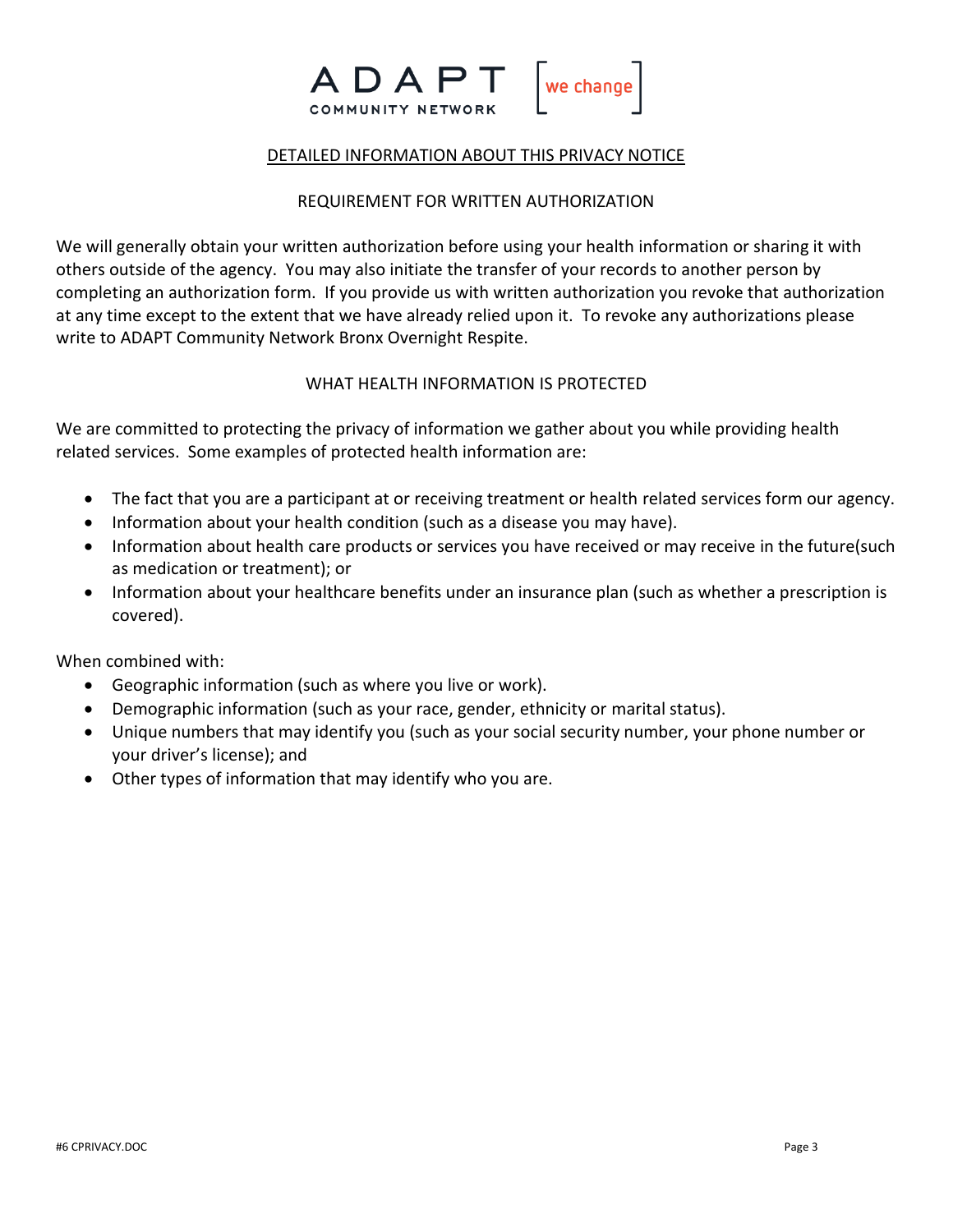ADAPT COMMUNITY NETWORK [we change]

## DETAILED INFORMATION ABOUT THIS PRIVACY NOTICE

### REQUIREMENT FOR WRITTEN AUTHORIZATION

We will generally obtain your written authorization before using your health information or sharing it with others outside of the agency. You may also initiate the transfer of your records to another person by completing an authorization form. If you provide us with written authorization you revoke that authorization at any time except to the extent that we have already relied upon it. To revoke any authorizations please write to ADAPT Community Network Bronx Overnight Respite.

### WHAT HEALTH INFORMATION IS PROTECTED

We are committed to protecting the privacy of information we gather about you while providing health related services. Some examples of protected health information are:

- The fact that you are a participant at or receiving treatment or health related services form our agency.
- Information about your health condition (such as a disease you may have).
- Information about health care products or services you have received or may receive in the future(such as medication or treatment); or
- Information about your healthcare benefits under an insurance plan (such as whether a prescription is covered).

When combined with:

- Geographic information (such as where you live or work).
- Demographic information (such as your race, gender, ethnicity or marital status).
- Unique numbers that may identify you (such as your social security number, your phone number or your driver's license); and
- Other types of information that may identify who you are.

#6 CPRIVACY.DOC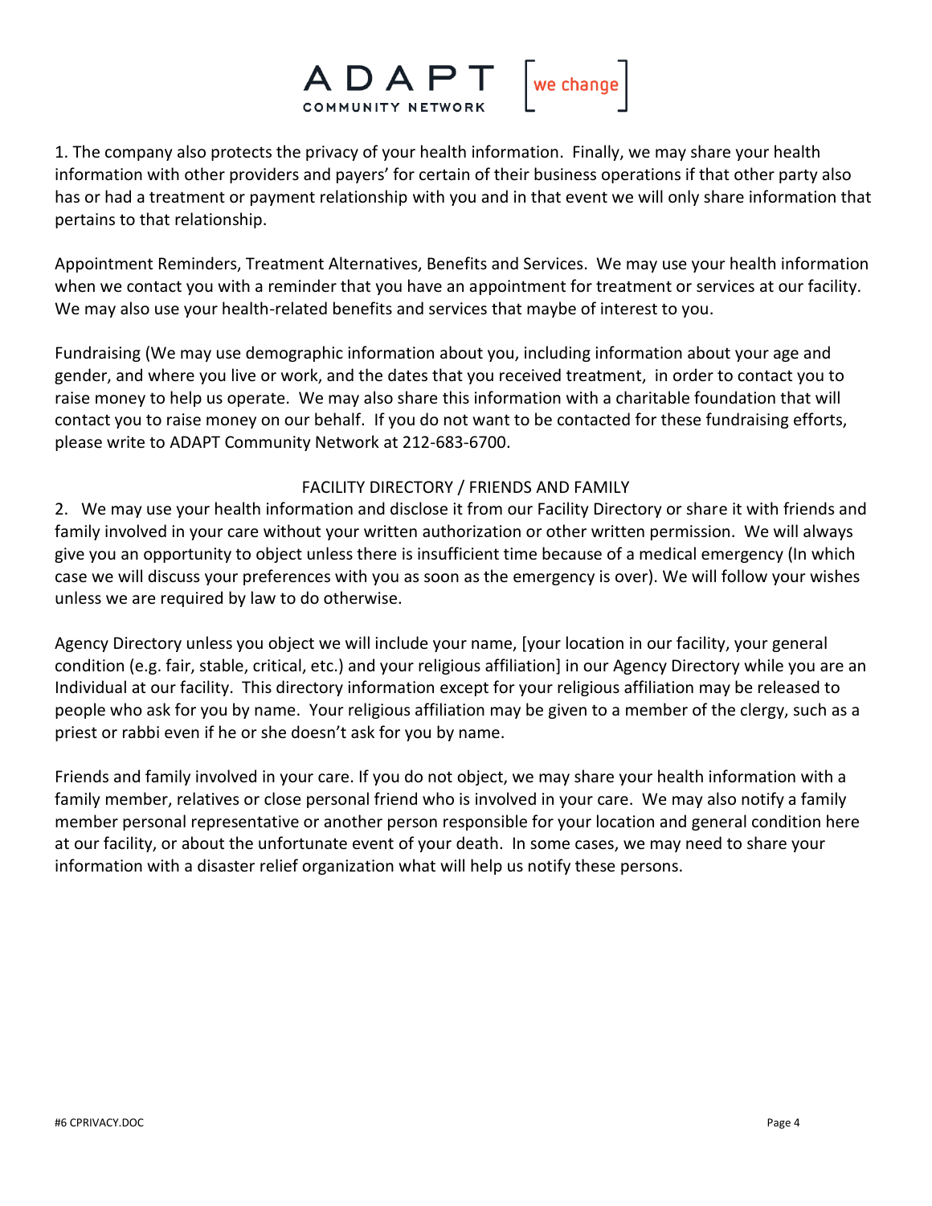1. The company also protects the privacy of your health information. Finally, we may share your health information with other providers and payers' for certain of their business operations if that other party also has or had a treatment or payment relationship with you and in that event we will only share information that pertains to that relationship.

Appointment Reminders, Treatment Alternatives, Benefits and Services. We may use your health information when we contact you with a reminder that you have an appointment for treatment or services at our facility. We may also use your health-related benefits and services that maybe of interest to you.

Fundraising (We may use demographic information about you, including information about your age and gender, and where you live or work, and the dates that you received treatment, in order to contact you to raise money to help us operate. We may also share this information with a charitable foundation that will contact you to raise money on our behalf. If you do not want to be contacted for these fundraising efforts, please write to ADAPT Community Network at 212-683-6700.

FACILITY DIRECTORY / FRIENDS AND FAMILY

2. We may use your health information and disclose it from our Facility Directory or share it with friends and family involved in your care without your written authorization or other written permission. We will always give you an opportunity to object unless there is insufficient time because of a medical emergency (In which case we will discuss your preferences with you as soon as the emergency is over). We will follow your wishes unless we are required by law to do otherwise.

Agency Directory unless you object we will include your name, [your location in our facility, your general condition (e.g. fair, stable, critical, etc.) and your religious affiliation] in our Agency Directory while you are an Individual at our facility. This directory information except for your religious affiliation may be released to people who ask for you by name. Your religious affiliation may be given to a member of the clergy, such as a priest or rabbi even if he or she doesn't ask for you by name.

Friends and family involved in your care. If you do not object, we may share your health information with a family member, relatives or close personal friend who is involved in your care. We may also notify a family member personal representative or another person responsible for your location and general condition here at our facility, or about the unfortunate event of your death. In some cases, we may need to share your information with a disaster relief organization what will help us notify these persons.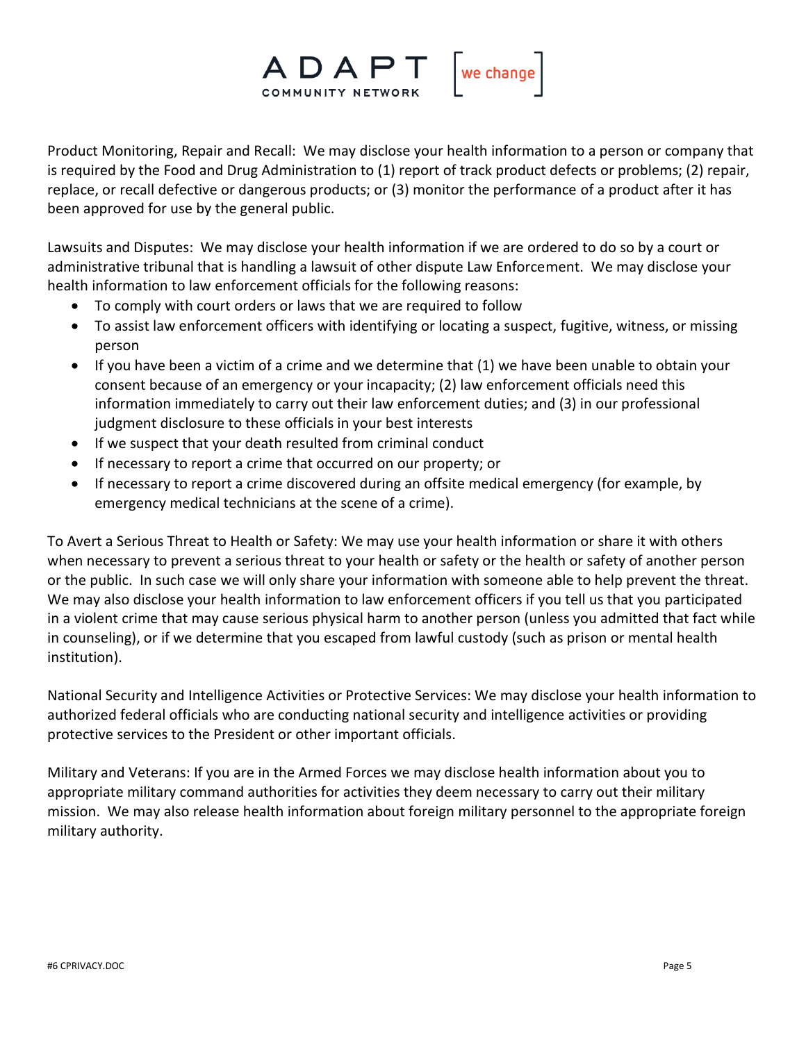Product Monitoring, Repair and Recall: We may disclose your health information to a person or company that is required by the Food and Drug Administration to (1) report of track product defects or problems; (2) repair, replace, or recall defective or dangerous products; or (3) monitor the performance of a product after it has been approved for use by the general public.

Lawsuits and Disputes: We may disclose your health information if we are ordered to do so by a court or administrative tribunal that is handling a lawsuit of other dispute Law Enforcement. We may disclose your health information to law enforcement officials for the following reasons:

- To comply with court orders or laws that we are required to follow
- To assist law enforcement officers with identifying or locating a suspect, fugitive, witness, or missing person
- If you have been a victim of a crime and we determine that (1) we have been unable to obtain your consent because of an emergency or your incapacity; (2) law enforcement officials need this information immediately to carry out their law enforcement duties; and (3) in our professional judgment disclosure to these officials in your best interests
- If we suspect that your death resulted from criminal conduct
- If necessary to report a crime that occurred on our property; or
- If necessary to report a crime discovered during an offsite medical emergency (for example, by emergency medical technicians at the scene of a crime).

To Avert a Serious Threat to Health or Safety: We may use your health information or share it with others when necessary to prevent a serious threat to your health or safety or the health or safety of another person or the public. In such case we will only share your information with someone able to help prevent the threat. We may also disclose your health information to law enforcement officers if you tell us that you participated in a violent crime that may cause serious physical harm to another person (unless you admitted that fact while in counseling), or if we determine that you escaped from lawful custody (such as prison or mental health institution).

National Security and Intelligence Activities or Protective Services: We may disclose your health information to authorized federal officials who are conducting national security and intelligence activities or providing protective services to the President or other important officials.

Military and Veterans: If you are in the Armed Forces we may disclose health information about you to appropriate military command authorities for activities they deem necessary to carry out their military mission. We may also release health information about foreign military personnel to the appropriate foreign military authority.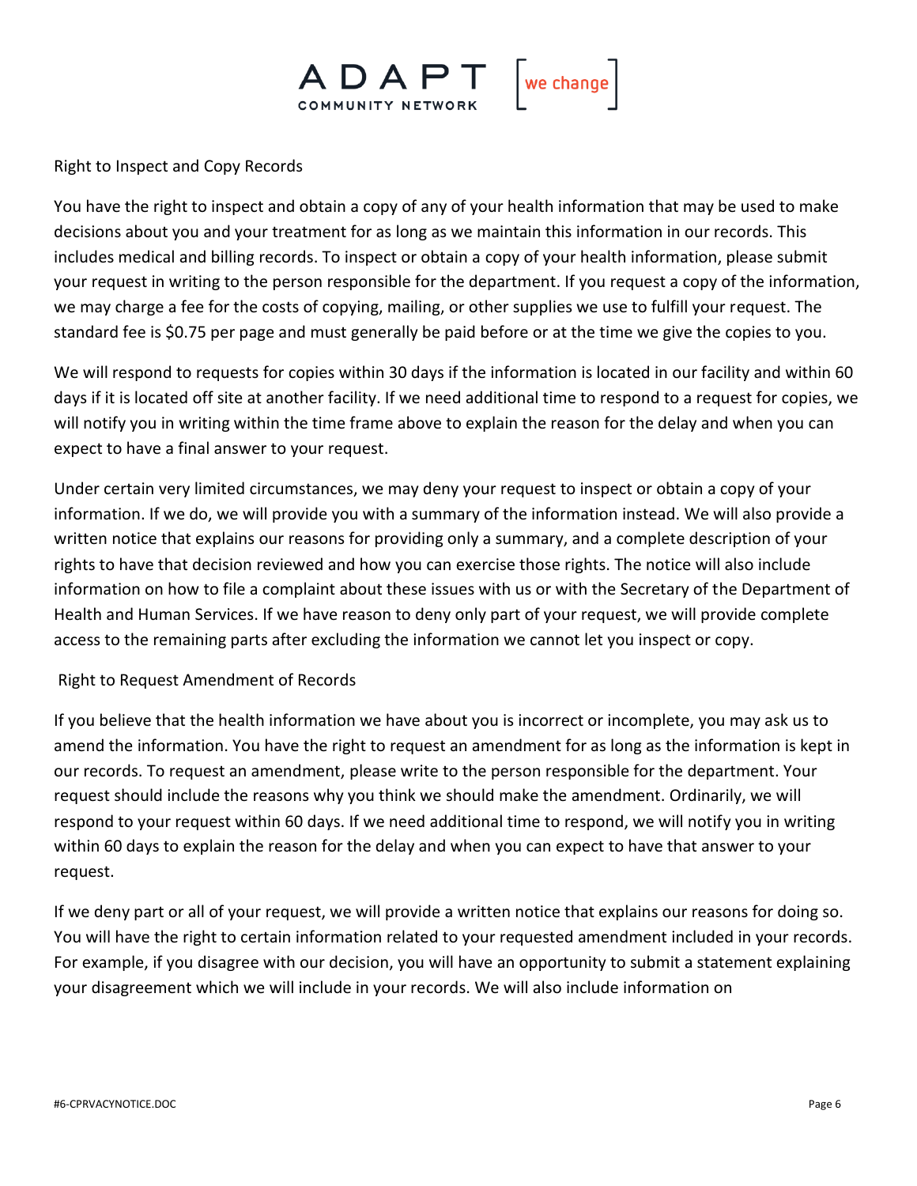## Right to Inspect and Copy Records

You have the right to inspect and obtain a copy of any of your health information that may be used to make decisions about you and your treatment for as long as we maintain this information in our records. This includes medical and billing records. To inspect or obtain a copy of your health information, please submit your request in writing to the person responsible for the department. If you request a copy of the information, we may charge a fee for the costs of copying, mailing, or other supplies we use to fulfill your request. The standard fee is $0.75 per page and must generally be paid before or at the time we give the copies to you.

We will respond to requests for copies within 30 days if the information is located in our facility and within 60 days if it is located off site at another facility. If we need additional time to respond to a request for copies, we will notify you in writing within the time frame above to explain the reason for the delay and when you can expect to have a final answer to your request.

Under certain very limited circumstances, we may deny your request to inspect or obtain a copy of your information. If we do, we will provide you with a summary of the information instead. We will also provide a written notice that explains our reasons for providing only a summary, and a complete description of your rights to have that decision reviewed and how you can exercise those rights. The notice will also include information on how to file a complaint about these issues with us or with the Secretary of the Department of Health and Human Services. If we have reason to deny only part of your request, we will provide complete access to the remaining parts after excluding the information we cannot let you inspect or copy.

## Right to Request Amendment of Records

If you believe that the health information we have about you is incorrect or incomplete, you may ask us to amend the information. You have the right to request an amendment for as long as the information is kept in our records. To request an amendment, please write to the person responsible for the department. Your request should include the reasons why you think we should make the amendment. Ordinarily, we will respond to your request within 60 days. If we need additional time to respond, we will notify you in writing within 60 days to explain the reason for the delay and when you can expect to have that answer to your request.

If we deny part or all of your request, we will provide a written notice that explains our reasons for doing so. You will have the right to certain information related to your requested amendment included in your records. For example, if you disagree with our decision, you will have an opportunity to submit a statement explaining your disagreement which we will include in your records. We will also include information on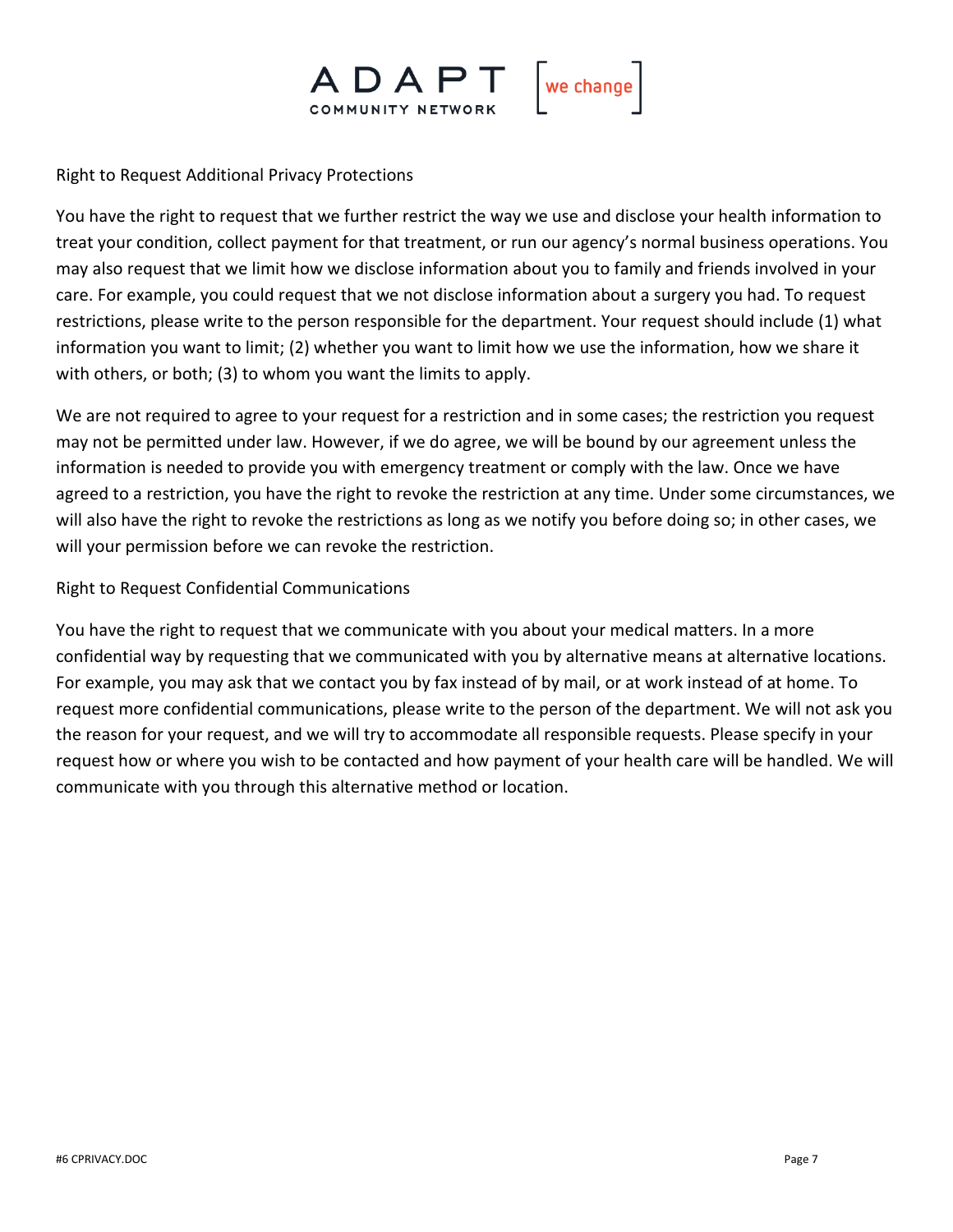Right to Request Additional Privacy Protections

You have the right to request that we further restrict the way we use and disclose your health information to treat your condition, collect payment for that treatment, or run our agency's normal business operations. You may also request that we limit how we disclose information about you to family and friends involved in your care. For example, you could request that we not disclose information about a surgery you had. To request restrictions, please write to the person responsible for the department. Your request should include (1) what information you want to limit; (2) whether you want to limit how we use the information, how we share it with others, or both; (3) to whom you want the limits to apply.

We are not required to agree to your request for a restriction and in some cases; the restriction you request may not be permitted under law. However, if we do agree, we will be bound by our agreement unless the information is needed to provide you with emergency treatment or comply with the law. Once we have agreed to a restriction, you have the right to revoke the restriction at any time. Under some circumstances, we will also have the right to revoke the restrictions as long as we notify you before doing so; in other cases, we will your permission before we can revoke the restriction.

Right to Request Confidential Communications

You have the right to request that we communicate with you about your medical matters. In a more confidential way by requesting that we communicated with you by alternative means at alternative locations. For example, you may ask that we contact you by fax instead of by mail, or at work instead of at home. To request more confidential communications, please write to the person of the department. We will not ask you the reason for your request, and we will try to accommodate all responsible requests. Please specify in your request how or where you wish to be contacted and how payment of your health care will be handled. We will communicate with you through this alternative method or location.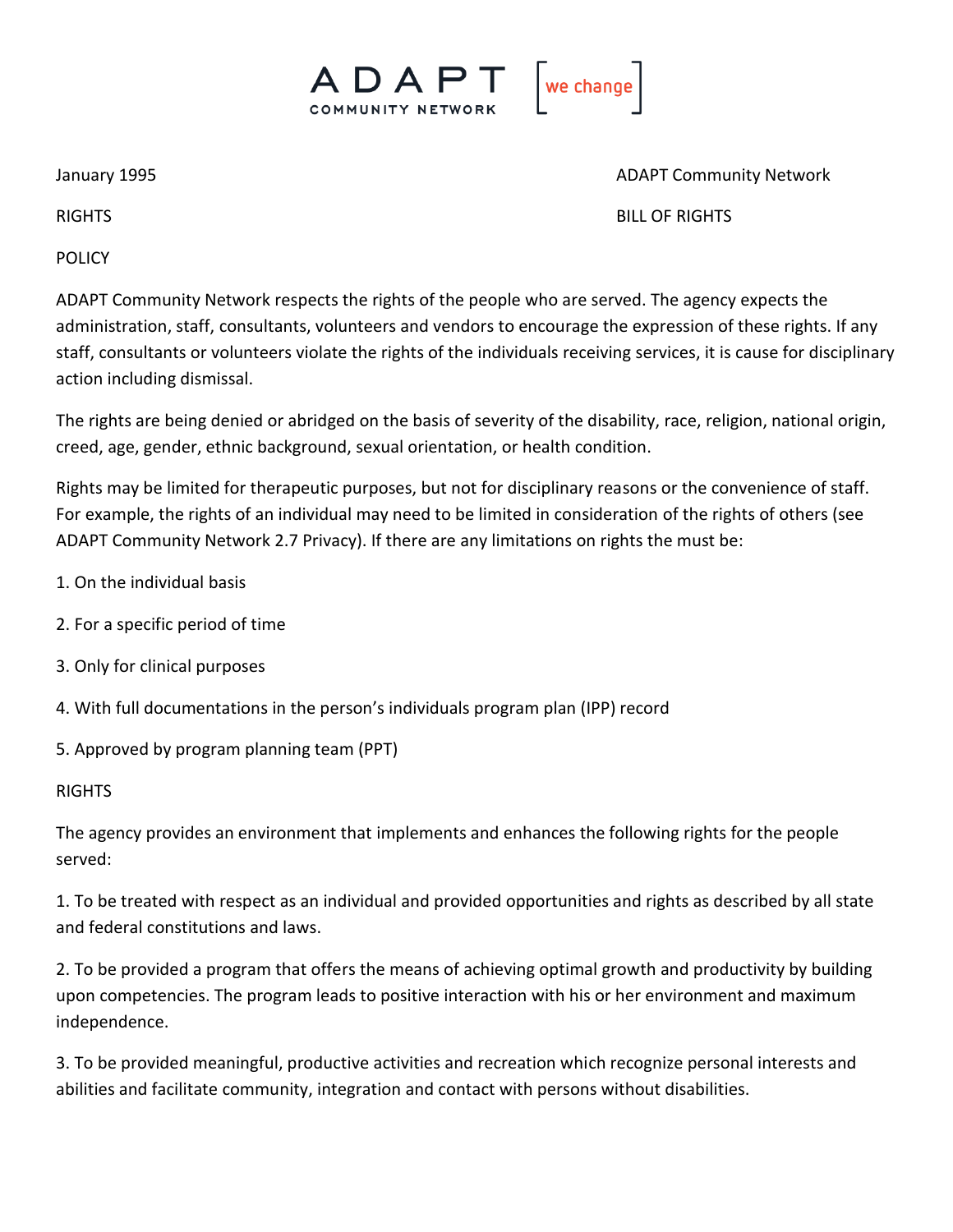January 1995 ADAPT Community Network

RIGHTS BILL OF RIGHTS

POLICY

ADAPT Community Network respects the rights of the people who are served. The agency expects the administration, staff, consultants, volunteers and vendors to encourage the expression of these rights. If any staff, consultants or volunteers violate the rights of the individuals receiving services, it is cause for disciplinary action including dismissal.

The rights are being denied or abridged on the basis of severity of the disability, race, religion, national origin, creed, age, gender, ethnic background, sexual orientation, or health condition.

Rights may be limited for therapeutic purposes, but not for disciplinary reasons or the convenience of staff. For example, the rights of an individual may need to be limited in consideration of the rights of others (see ADAPT Community Network 2.7 Privacy). If there are any limitations on rights the must be:

1. On the individual basis
2. For a specific period of time
3. Only for clinical purposes
4. With full documentations in the person's individuals program plan (IPP) record
5. Approved by program planning team (PPT)

RIGHTS

The agency provides an environment that implements and enhances the following rights for the people served:

1. To be treated with respect as an individual and provided opportunities and rights as described by all state and federal constitutions and laws.
2. To be provided a program that offers the means of achieving optimal growth and productivity by building upon competencies. The program leads to positive interaction with his or her environment and maximum independence.
3. To be provided meaningful, productive activities and recreation which recognize personal interests and abilities and facilitate community, integration and contact with persons without disabilities.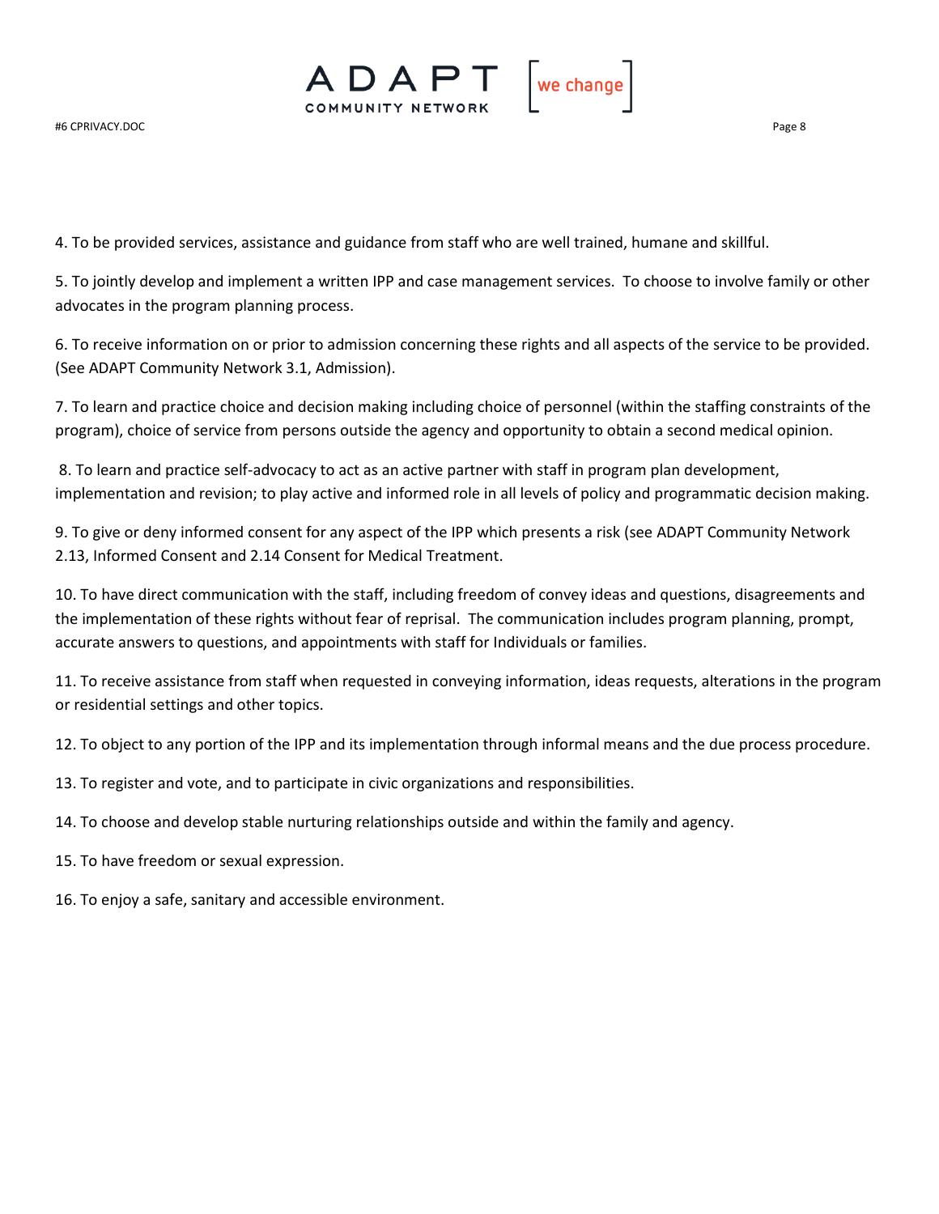4. To be provided services, assistance and guidance from staff who are well trained, humane and skillful.

5. To jointly develop and implement a written IPP and case management services. To choose to involve family or other advocates in the program planning process.

6. To receive information on or prior to admission concerning these rights and all aspects of the service to be provided. (See ADAPT Community Network 3.1, Admission).

7. To learn and practice choice and decision making including choice of personnel (within the staffing constraints of the program), choice of service from persons outside the agency and opportunity to obtain a second medical opinion.

8. To learn and practice self-advocacy to act as an active partner with staff in program plan development, implementation and revision; to play active and informed role in all levels of policy and programmatic decision making.

9. To give or deny informed consent for any aspect of the IPP which presents a risk (see ADAPT Community Network 2.13, Informed Consent and 2.14 Consent for Medical Treatment.

10. To have direct communication with the staff, including freedom of convey ideas and questions, disagreements and the implementation of these rights without fear of reprisal. The communication includes program planning, prompt, accurate answers to questions, and appointments with staff for Individuals or families.

11. To receive assistance from staff when requested in conveying information, ideas requests, alterations in the program or residential settings and other topics.

12. To object to any portion of the IPP and its implementation through informal means and the due process procedure.

13. To register and vote, and to participate in civic organizations and responsibilities.

14. To choose and develop stable nurturing relationships outside and within the family and agency.

15. To have freedom or sexual expression.

16. To enjoy a safe, sanitary and accessible environment.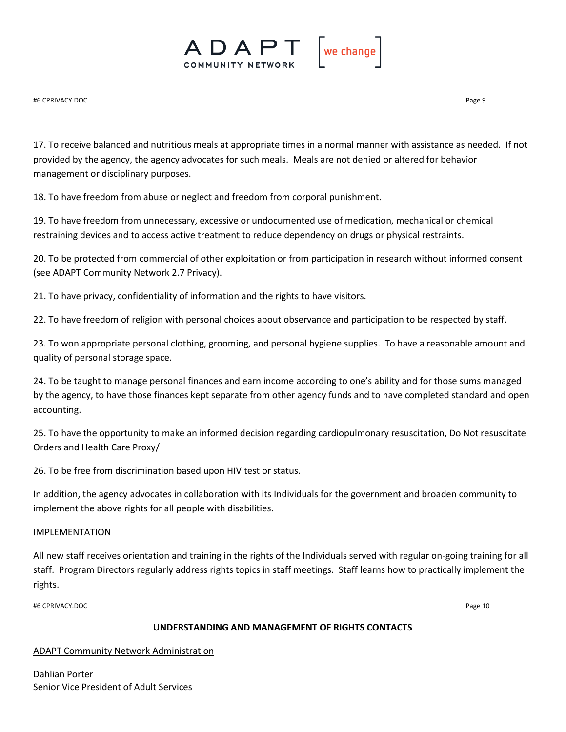17. To receive balanced and nutritious meals at appropriate times in a normal manner with assistance as needed. If not provided by the agency, the agency advocates for such meals. Meals are not denied or altered for behavior management or disciplinary purposes.

18. To have freedom from abuse or neglect and freedom from corporal punishment.

19. To have freedom from unnecessary, excessive or undocumented use of medication, mechanical or chemical restraining devices and to access active treatment to reduce dependency on drugs or physical restraints.

20. To be protected from commercial of other exploitation or from participation in research without informed consent (see ADAPT Community Network 2.7 Privacy).

21. To have privacy, confidentiality of information and the rights to have visitors.

22. To have freedom of religion with personal choices about observance and participation to be respected by staff.

23. To won appropriate personal clothing, grooming, and personal hygiene supplies. To have a reasonable amount and quality of personal storage space.

24. To be taught to manage personal finances and earn income according to one's ability and for those sums managed by the agency, to have those finances kept separate from other agency funds and to have completed standard and open accounting.

25. To have the opportunity to make an informed decision regarding cardiopulmonary resuscitation, Do Not resuscitate Orders and Health Care Proxy/

26. To be free from discrimination based upon HIV test or status.

In addition, the agency advocates in collaboration with its Individuals for the government and broaden community to implement the above rights for all people with disabilities.

IMPLEMENTATION

All new staff receives orientation and training in the rights of the Individuals served with regular on-going training for all staff. Program Directors regularly address rights topics in staff meetings. Staff learns how to practically implement the rights.

**UNDERSTANDING AND MANAGEMENT OF RIGHTS CONTACTS**

ADAPT Community Network Administration

Dahlian Porter
Senior Vice President of Adult Services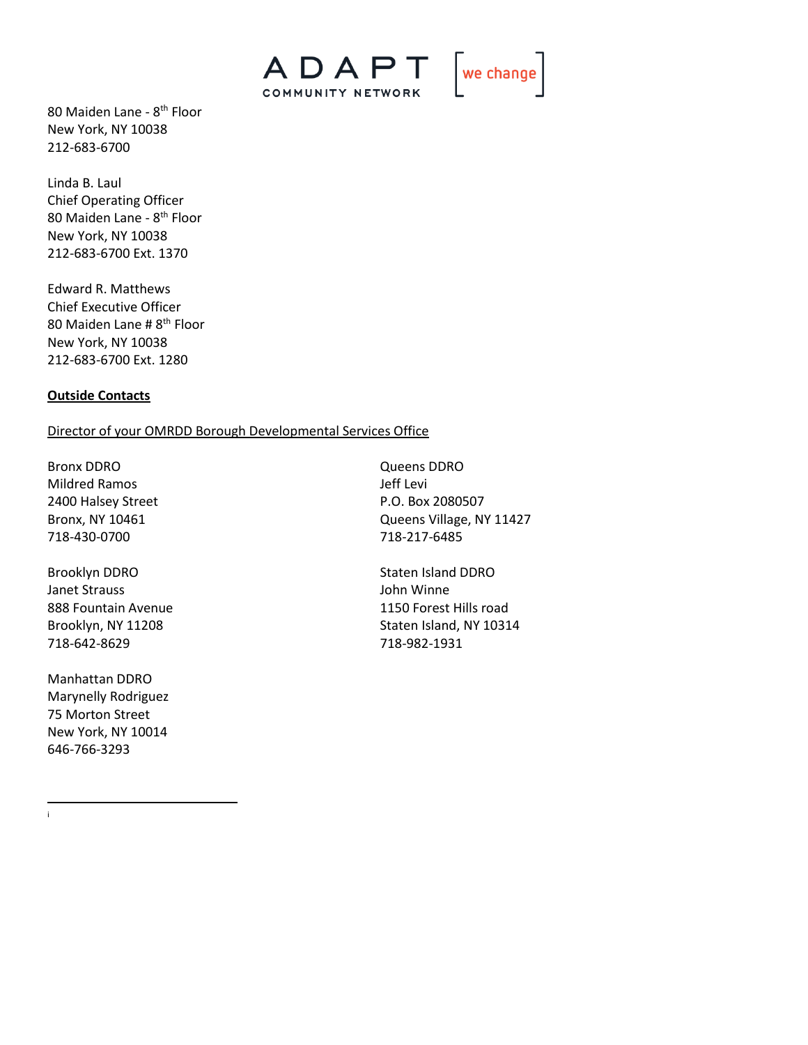80 Maiden Lane - 8th Floor
New York, NY 10038
212-683-6700

Linda B. Laul
Chief Operating Officer
80 Maiden Lane - 8th Floor
New York, NY 10038
212-683-6700 Ext. 1370

Edward R. Matthews
Chief Executive Officer
80 Maiden Lane # 8th Floor
New York, NY 10038
212-683-6700 Ext. 1280

**Outside Contacts**

Director of your OMRDD Borough Developmental Services Office

Bronx DDRO
Mildred Ramos
2400 Halsey Street
Bronx, NY 10461
718-430-0700

Brooklyn DDRO
Janet Strauss
888 Fountain Avenue
Brooklyn, NY 11208
718-642-8629

Manhattan DDRO
Marynelly Rodriguez
75 Morton Street
New York, NY 10014
646-766-3293

Queens DDRO
Jeff Levi
P.O. Box 2080507
Queens Village, NY 11427
718-217-6485

Staten Island DDRO
John Winne
1150 Forest Hills road
Staten Island, NY 10314
718-982-1931

i